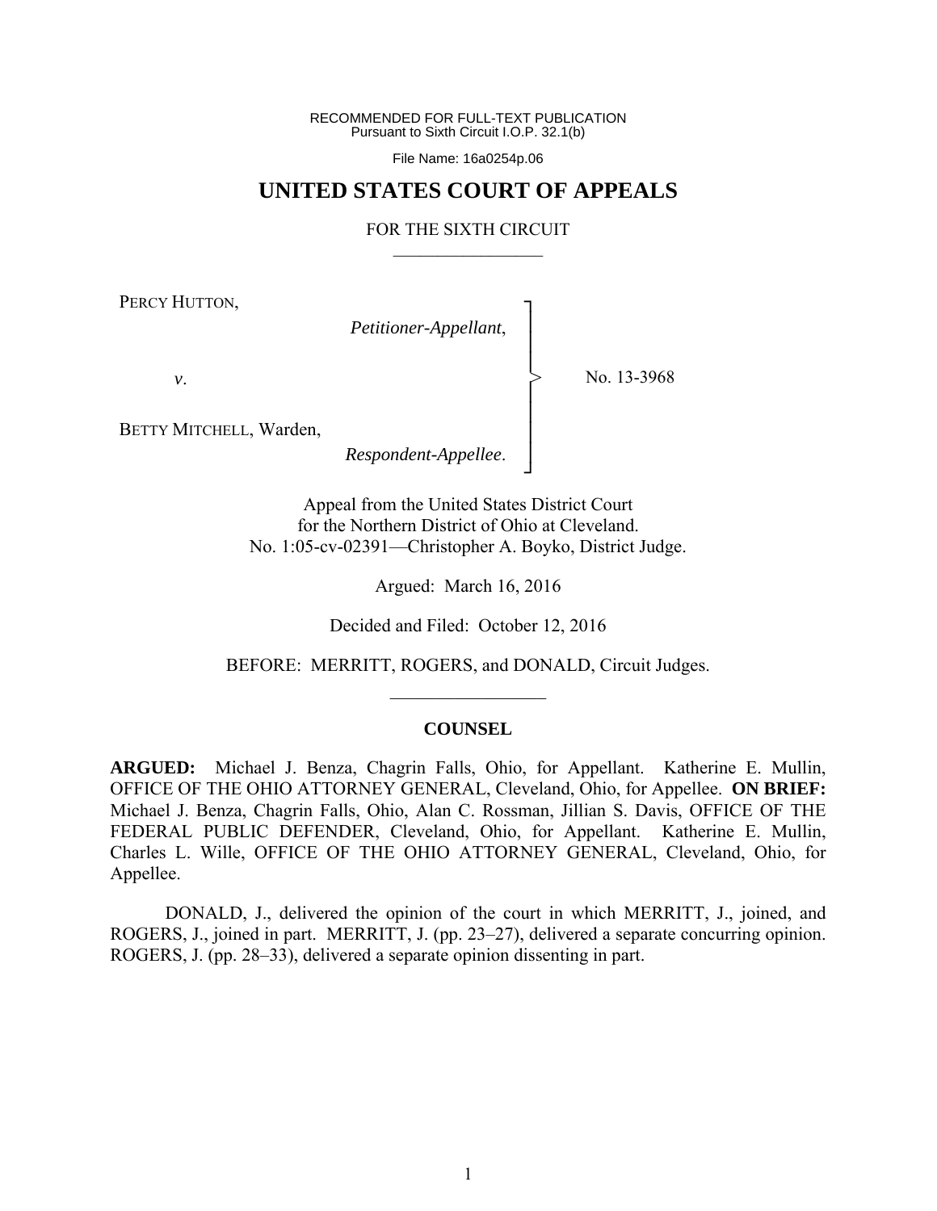RECOMMENDED FOR FULL-TEXT PUBLICATION
Pursuant to Sixth Circuit I.O.P. 32.1(b)

File Name: 16a0254p.06

# UNITED STATES COURT OF APPEALS

FOR THE SIXTH CIRCUIT

PERCY HUTTON,

*Petitioner-Appellant*,

*v*.

BETTY MITCHELL, Warden,

*Respondent-Appellee*.

No. 13-3968

Appeal from the United States District Court
for the Northern District of Ohio at Cleveland.
No. 1:05-cv-02391—Christopher A. Boyko, District Judge.

Argued: March 16, 2016

Decided and Filed: October 12, 2016

BEFORE: MERRITT, ROGERS, and DONALD, Circuit Judges.

## COUNSEL

**ARGUED:** Michael J. Benza, Chagrin Falls, Ohio, for Appellant. Katherine E. Mullin, OFFICE OF THE OHIO ATTORNEY GENERAL, Cleveland, Ohio, for Appellee. **ON BRIEF:** Michael J. Benza, Chagrin Falls, Ohio, Alan C. Rossman, Jillian S. Davis, OFFICE OF THE FEDERAL PUBLIC DEFENDER, Cleveland, Ohio, for Appellant. Katherine E. Mullin, Charles L. Wille, OFFICE OF THE OHIO ATTORNEY GENERAL, Cleveland, Ohio, for Appellee.

DONALD, J., delivered the opinion of the court in which MERRITT, J., joined, and ROGERS, J., joined in part. MERRITT, J. (pp. 23–27), delivered a separate concurring opinion. ROGERS, J. (pp. 28–33), delivered a separate opinion dissenting in part.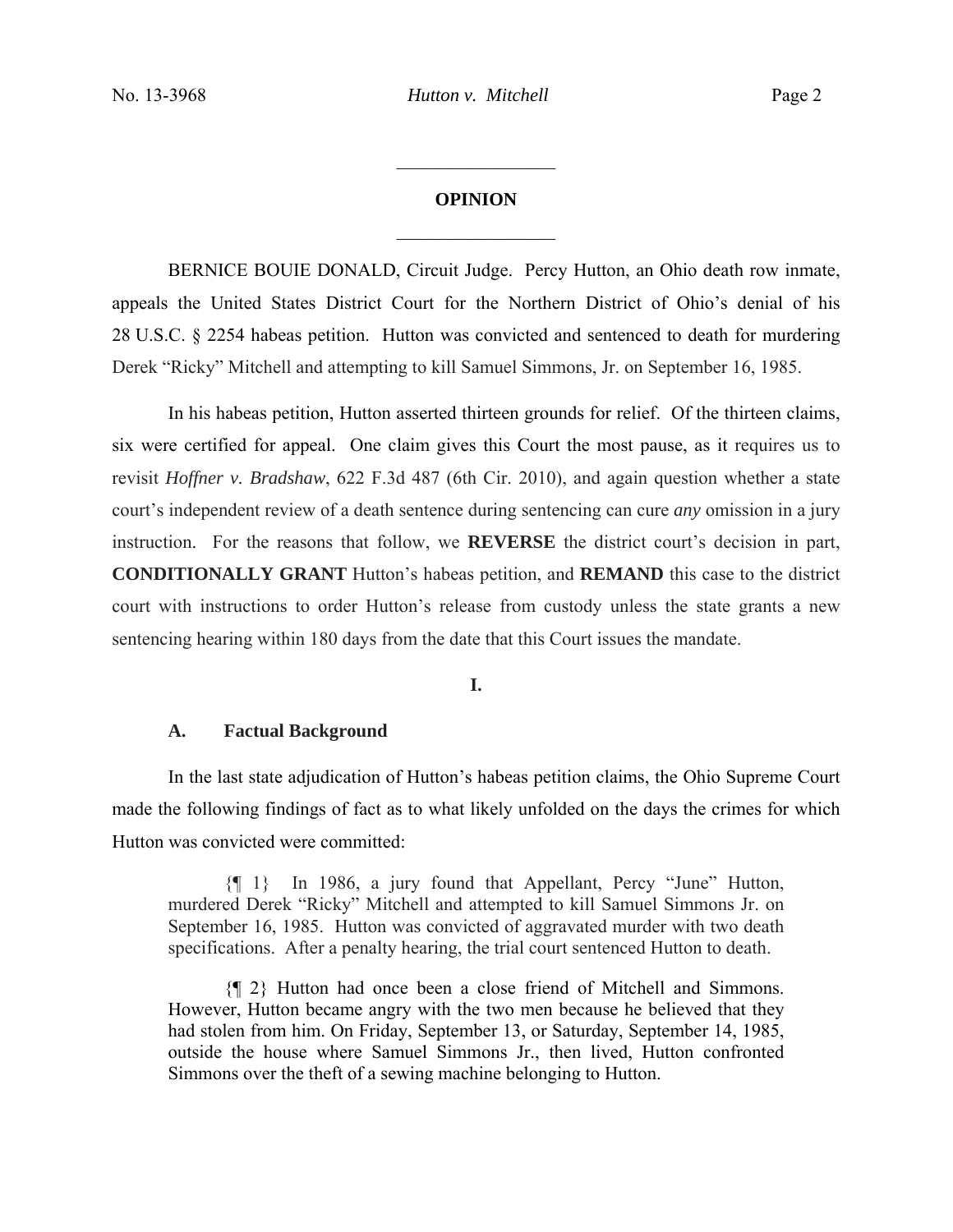## OPINION

BERNICE BOUIE DONALD, Circuit Judge. Percy Hutton, an Ohio death row inmate, appeals the United States District Court for the Northern District of Ohio's denial of his 28 U.S.C. § 2254 habeas petition. Hutton was convicted and sentenced to death for murdering Derek "Ricky" Mitchell and attempting to kill Samuel Simmons, Jr. on September 16, 1985.

In his habeas petition, Hutton asserted thirteen grounds for relief. Of the thirteen claims, six were certified for appeal. One claim gives this Court the most pause, as it requires us to revisit *Hoffner v. Bradshaw*, 622 F.3d 487 (6th Cir. 2010), and again question whether a state court's independent review of a death sentence during sentencing can cure *any* omission in a jury instruction. For the reasons that follow, we **REVERSE** the district court's decision in part, **CONDITIONALLY GRANT** Hutton's habeas petition, and **REMAND** this case to the district court with instructions to order Hutton's release from custody unless the state grants a new sentencing hearing within 180 days from the date that this Court issues the mandate.

## I.

### A. Factual Background

In the last state adjudication of Hutton's habeas petition claims, the Ohio Supreme Court made the following findings of fact as to what likely unfolded on the days the crimes for which Hutton was convicted were committed:

> {¶ 1} In 1986, a jury found that Appellant, Percy "June" Hutton, murdered Derek "Ricky" Mitchell and attempted to kill Samuel Simmons Jr. on September 16, 1985. Hutton was convicted of aggravated murder with two death specifications. After a penalty hearing, the trial court sentenced Hutton to death.
>
> {¶ 2} Hutton had once been a close friend of Mitchell and Simmons. However, Hutton became angry with the two men because he believed that they had stolen from him. On Friday, September 13, or Saturday, September 14, 1985, outside the house where Samuel Simmons Jr., then lived, Hutton confronted Simmons over the theft of a sewing machine belonging to Hutton.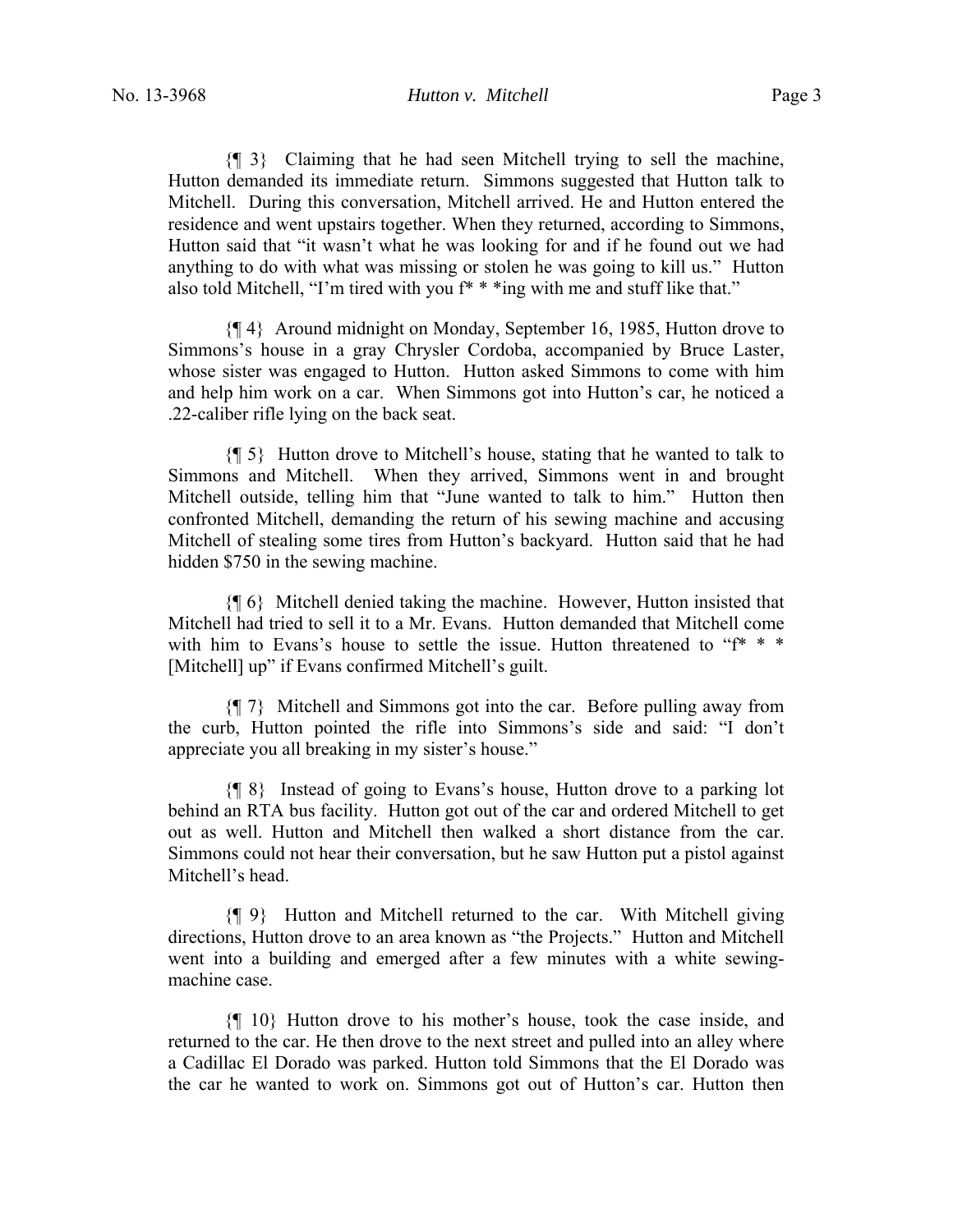{¶ 3} Claiming that he had seen Mitchell trying to sell the machine, Hutton demanded its immediate return. Simmons suggested that Hutton talk to Mitchell. During this conversation, Mitchell arrived. He and Hutton entered the residence and went upstairs together. When they returned, according to Simmons, Hutton said that "it wasn't what he was looking for and if he found out we had anything to do with what was missing or stolen he was going to kill us." Hutton also told Mitchell, "I'm tired with you f* * *ing with me and stuff like that."

{¶ 4} Around midnight on Monday, September 16, 1985, Hutton drove to Simmons's house in a gray Chrysler Cordoba, accompanied by Bruce Laster, whose sister was engaged to Hutton. Hutton asked Simmons to come with him and help him work on a car. When Simmons got into Hutton's car, he noticed a .22-caliber rifle lying on the back seat.

{¶ 5} Hutton drove to Mitchell's house, stating that he wanted to talk to Simmons and Mitchell. When they arrived, Simmons went in and brought Mitchell outside, telling him that "June wanted to talk to him." Hutton then confronted Mitchell, demanding the return of his sewing machine and accusing Mitchell of stealing some tires from Hutton's backyard. Hutton said that he had hidden $750 in the sewing machine.

{¶ 6} Mitchell denied taking the machine. However, Hutton insisted that Mitchell had tried to sell it to a Mr. Evans. Hutton demanded that Mitchell come with him to Evans's house to settle the issue. Hutton threatened to "f* * * [Mitchell] up" if Evans confirmed Mitchell's guilt.

{¶ 7} Mitchell and Simmons got into the car. Before pulling away from the curb, Hutton pointed the rifle into Simmons's side and said: "I don't appreciate you all breaking in my sister's house."

{¶ 8} Instead of going to Evans's house, Hutton drove to a parking lot behind an RTA bus facility. Hutton got out of the car and ordered Mitchell to get out as well. Hutton and Mitchell then walked a short distance from the car. Simmons could not hear their conversation, but he saw Hutton put a pistol against Mitchell's head.

{¶ 9} Hutton and Mitchell returned to the car. With Mitchell giving directions, Hutton drove to an area known as "the Projects." Hutton and Mitchell went into a building and emerged after a few minutes with a white sewing-machine case.

{¶ 10} Hutton drove to his mother's house, took the case inside, and returned to the car. He then drove to the next street and pulled into an alley where a Cadillac El Dorado was parked. Hutton told Simmons that the El Dorado was the car he wanted to work on. Simmons got out of Hutton's car. Hutton then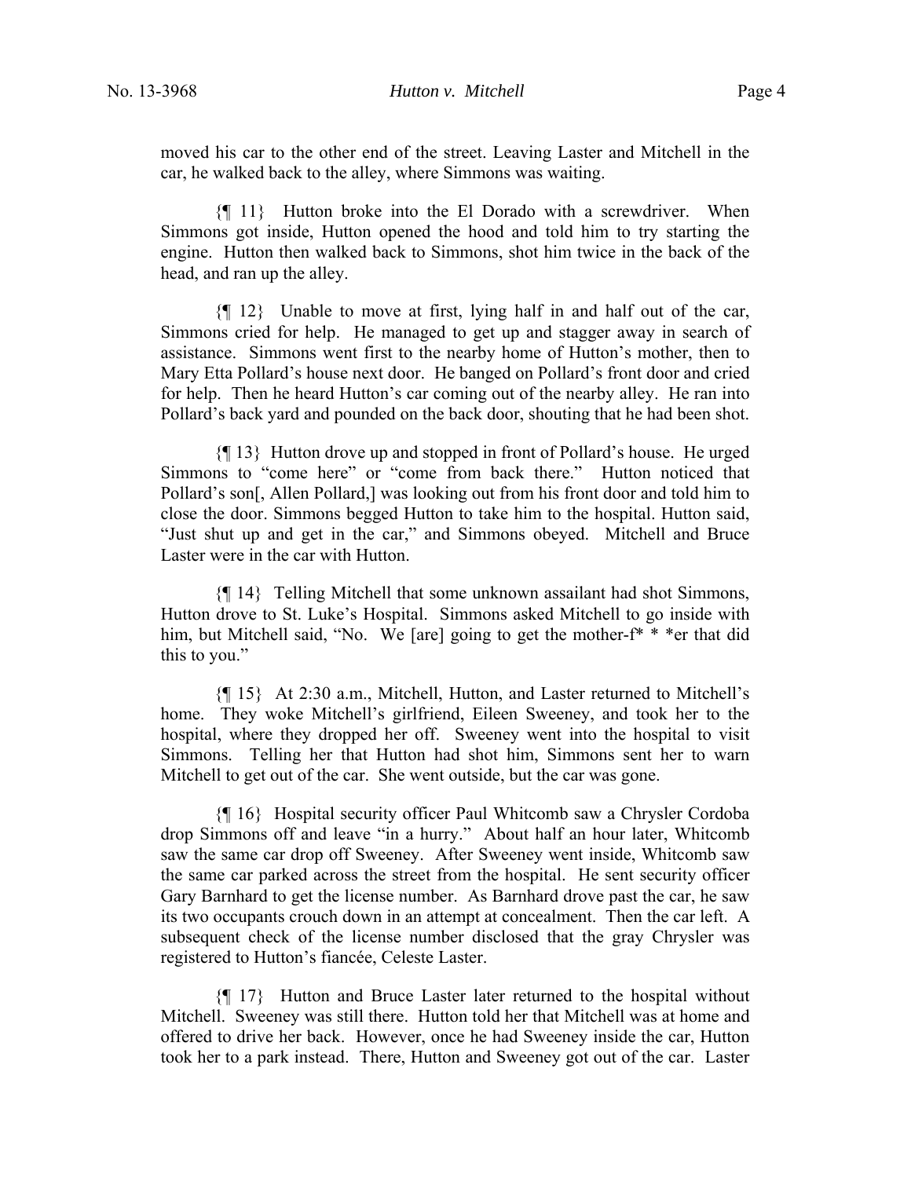moved his car to the other end of the street. Leaving Laster and Mitchell in the car, he walked back to the alley, where Simmons was waiting.

{¶ 11} Hutton broke into the El Dorado with a screwdriver. When Simmons got inside, Hutton opened the hood and told him to try starting the engine. Hutton then walked back to Simmons, shot him twice in the back of the head, and ran up the alley.

{¶ 12} Unable to move at first, lying half in and half out of the car, Simmons cried for help. He managed to get up and stagger away in search of assistance. Simmons went first to the nearby home of Hutton's mother, then to Mary Etta Pollard's house next door. He banged on Pollard's front door and cried for help. Then he heard Hutton's car coming out of the nearby alley. He ran into Pollard's back yard and pounded on the back door, shouting that he had been shot.

{¶ 13} Hutton drove up and stopped in front of Pollard's house. He urged Simmons to "come here" or "come from back there." Hutton noticed that Pollard's son[, Allen Pollard,] was looking out from his front door and told him to close the door. Simmons begged Hutton to take him to the hospital. Hutton said, "Just shut up and get in the car," and Simmons obeyed. Mitchell and Bruce Laster were in the car with Hutton.

{¶ 14} Telling Mitchell that some unknown assailant had shot Simmons, Hutton drove to St. Luke's Hospital. Simmons asked Mitchell to go inside with him, but Mitchell said, "No. We [are] going to get the mother-f* * *er that did this to you."

{¶ 15} At 2:30 a.m., Mitchell, Hutton, and Laster returned to Mitchell's home. They woke Mitchell's girlfriend, Eileen Sweeney, and took her to the hospital, where they dropped her off. Sweeney went into the hospital to visit Simmons. Telling her that Hutton had shot him, Simmons sent her to warn Mitchell to get out of the car. She went outside, but the car was gone.

{¶ 16} Hospital security officer Paul Whitcomb saw a Chrysler Cordoba drop Simmons off and leave "in a hurry." About half an hour later, Whitcomb saw the same car drop off Sweeney. After Sweeney went inside, Whitcomb saw the same car parked across the street from the hospital. He sent security officer Gary Barnhard to get the license number. As Barnhard drove past the car, he saw its two occupants crouch down in an attempt at concealment. Then the car left. A subsequent check of the license number disclosed that the gray Chrysler was registered to Hutton's fiancée, Celeste Laster.

{¶ 17} Hutton and Bruce Laster later returned to the hospital without Mitchell. Sweeney was still there. Hutton told her that Mitchell was at home and offered to drive her back. However, once he had Sweeney inside the car, Hutton took her to a park instead. There, Hutton and Sweeney got out of the car. Laster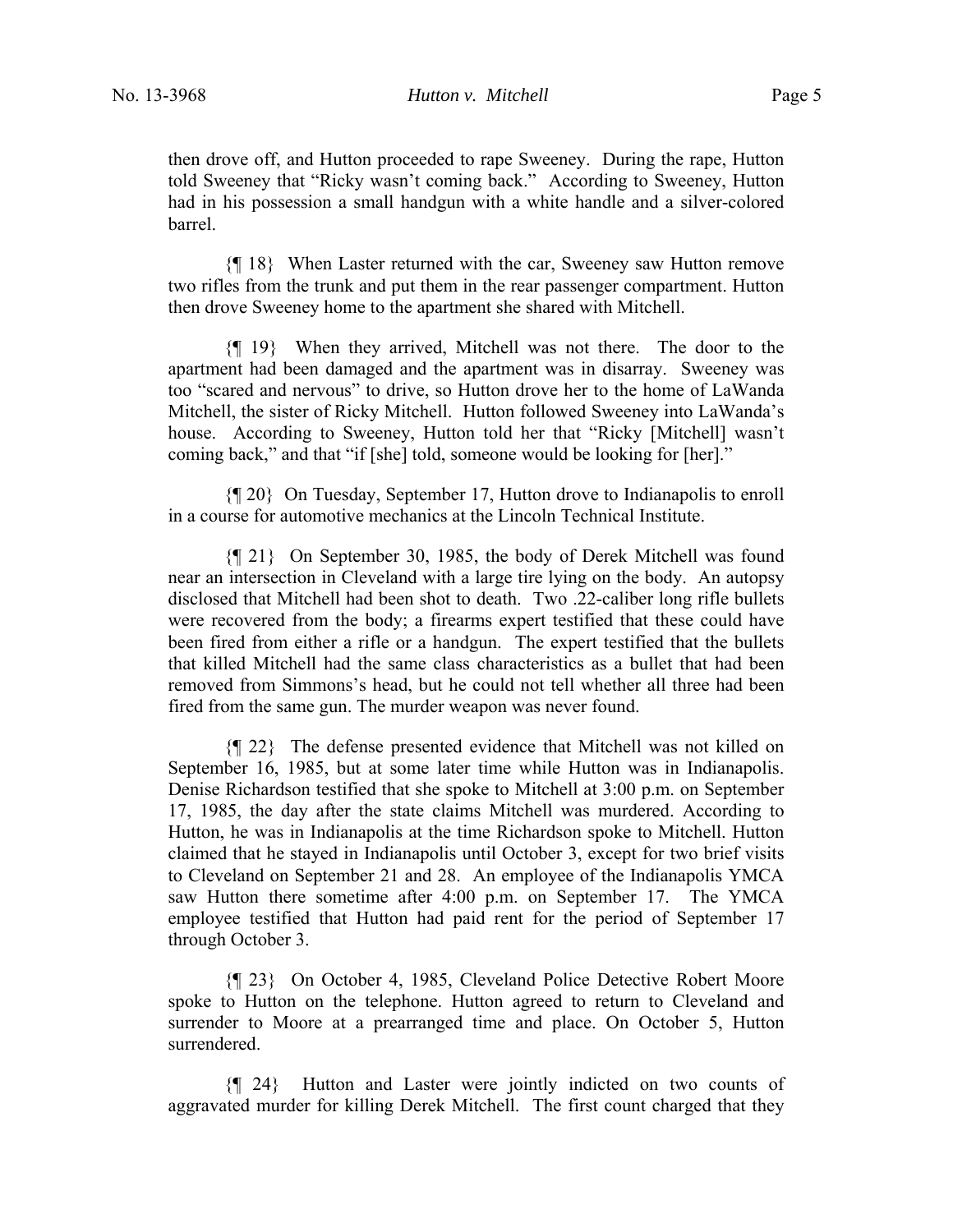then drove off, and Hutton proceeded to rape Sweeney. During the rape, Hutton told Sweeney that "Ricky wasn't coming back." According to Sweeney, Hutton had in his possession a small handgun with a white handle and a silver-colored barrel.

{¶ 18} When Laster returned with the car, Sweeney saw Hutton remove two rifles from the trunk and put them in the rear passenger compartment. Hutton then drove Sweeney home to the apartment she shared with Mitchell.

{¶ 19} When they arrived, Mitchell was not there. The door to the apartment had been damaged and the apartment was in disarray. Sweeney was too "scared and nervous" to drive, so Hutton drove her to the home of LaWanda Mitchell, the sister of Ricky Mitchell. Hutton followed Sweeney into LaWanda's house. According to Sweeney, Hutton told her that "Ricky [Mitchell] wasn't coming back," and that "if [she] told, someone would be looking for [her]."

{¶ 20} On Tuesday, September 17, Hutton drove to Indianapolis to enroll in a course for automotive mechanics at the Lincoln Technical Institute.

{¶ 21} On September 30, 1985, the body of Derek Mitchell was found near an intersection in Cleveland with a large tire lying on the body. An autopsy disclosed that Mitchell had been shot to death. Two .22-caliber long rifle bullets were recovered from the body; a firearms expert testified that these could have been fired from either a rifle or a handgun. The expert testified that the bullets that killed Mitchell had the same class characteristics as a bullet that had been removed from Simmons's head, but he could not tell whether all three had been fired from the same gun. The murder weapon was never found.

{¶ 22} The defense presented evidence that Mitchell was not killed on September 16, 1985, but at some later time while Hutton was in Indianapolis. Denise Richardson testified that she spoke to Mitchell at 3:00 p.m. on September 17, 1985, the day after the state claims Mitchell was murdered. According to Hutton, he was in Indianapolis at the time Richardson spoke to Mitchell. Hutton claimed that he stayed in Indianapolis until October 3, except for two brief visits to Cleveland on September 21 and 28. An employee of the Indianapolis YMCA saw Hutton there sometime after 4:00 p.m. on September 17. The YMCA employee testified that Hutton had paid rent for the period of September 17 through October 3.

{¶ 23} On October 4, 1985, Cleveland Police Detective Robert Moore spoke to Hutton on the telephone. Hutton agreed to return to Cleveland and surrender to Moore at a prearranged time and place. On October 5, Hutton surrendered.

{¶ 24} Hutton and Laster were jointly indicted on two counts of aggravated murder for killing Derek Mitchell. The first count charged that they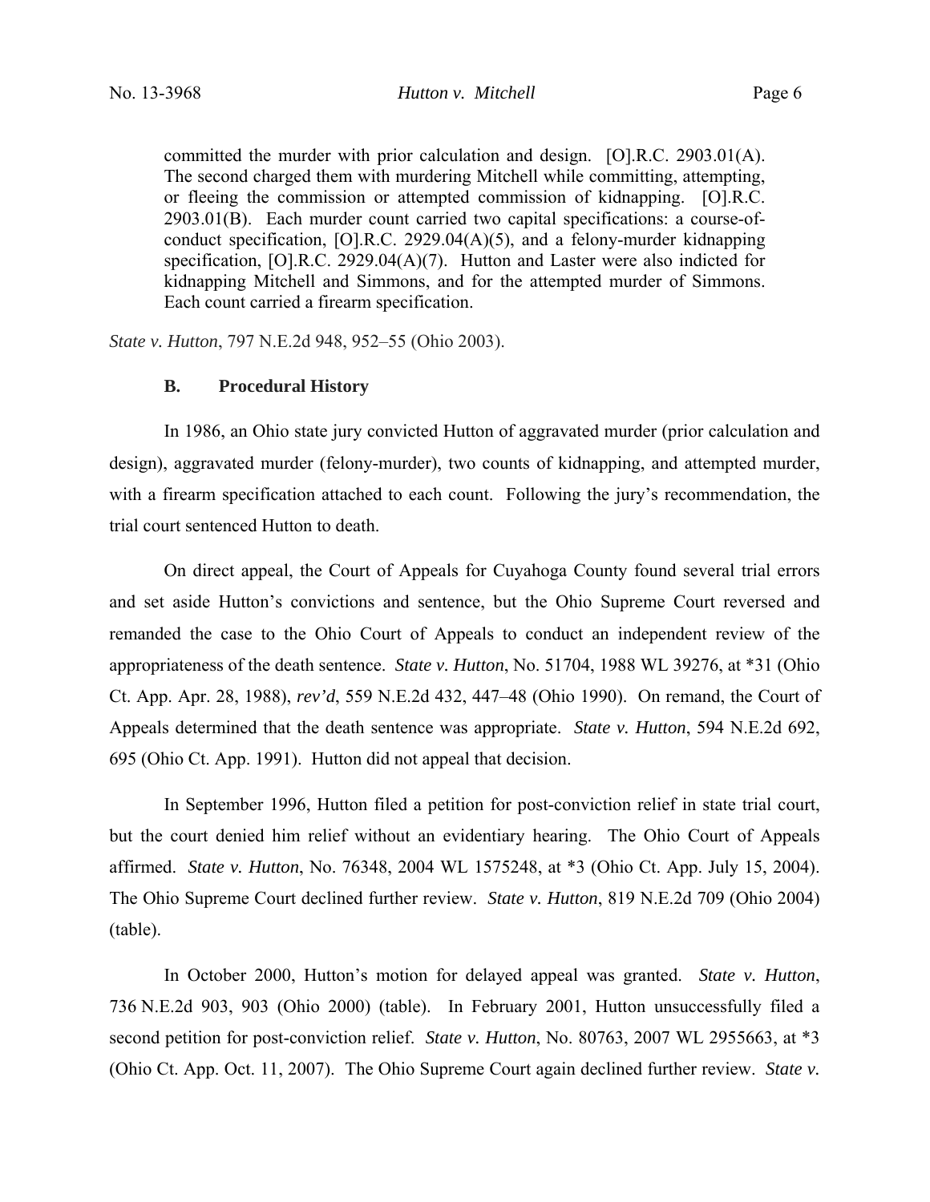> committed the murder with prior calculation and design. [O].R.C. 2903.01(A). The second charged them with murdering Mitchell while committing, attempting, or fleeing the commission or attempted commission of kidnapping. [O].R.C. 2903.01(B). Each murder count carried two capital specifications: a course-of-conduct specification, [O].R.C. 2929.04(A)(5), and a felony-murder kidnapping specification, [O].R.C. 2929.04(A)(7). Hutton and Laster were also indicted for kidnapping Mitchell and Simmons, and for the attempted murder of Simmons. Each count carried a firearm specification.

*State v. Hutton*, 797 N.E.2d 948, 952–55 (Ohio 2003).

### B. Procedural History

In 1986, an Ohio state jury convicted Hutton of aggravated murder (prior calculation and design), aggravated murder (felony-murder), two counts of kidnapping, and attempted murder, with a firearm specification attached to each count. Following the jury's recommendation, the trial court sentenced Hutton to death.

On direct appeal, the Court of Appeals for Cuyahoga County found several trial errors and set aside Hutton's convictions and sentence, but the Ohio Supreme Court reversed and remanded the case to the Ohio Court of Appeals to conduct an independent review of the appropriateness of the death sentence. *State v. Hutton*, No. 51704, 1988 WL 39276, at *31 (Ohio Ct. App. Apr. 28, 1988), *rev'd*, 559 N.E.2d 432, 447–48 (Ohio 1990). On remand, the Court of Appeals determined that the death sentence was appropriate. *State v. Hutton*, 594 N.E.2d 692, 695 (Ohio Ct. App. 1991). Hutton did not appeal that decision.

In September 1996, Hutton filed a petition for post-conviction relief in state trial court, but the court denied him relief without an evidentiary hearing. The Ohio Court of Appeals affirmed. *State v. Hutton*, No. 76348, 2004 WL 1575248, at *3 (Ohio Ct. App. July 15, 2004). The Ohio Supreme Court declined further review. *State v. Hutton*, 819 N.E.2d 709 (Ohio 2004) (table).

In October 2000, Hutton's motion for delayed appeal was granted. *State v. Hutton*, 736 N.E.2d 903, 903 (Ohio 2000) (table). In February 2001, Hutton unsuccessfully filed a second petition for post-conviction relief. *State v. Hutton*, No. 80763, 2007 WL 2955663, at *3 (Ohio Ct. App. Oct. 11, 2007). The Ohio Supreme Court again declined further review. *State v.*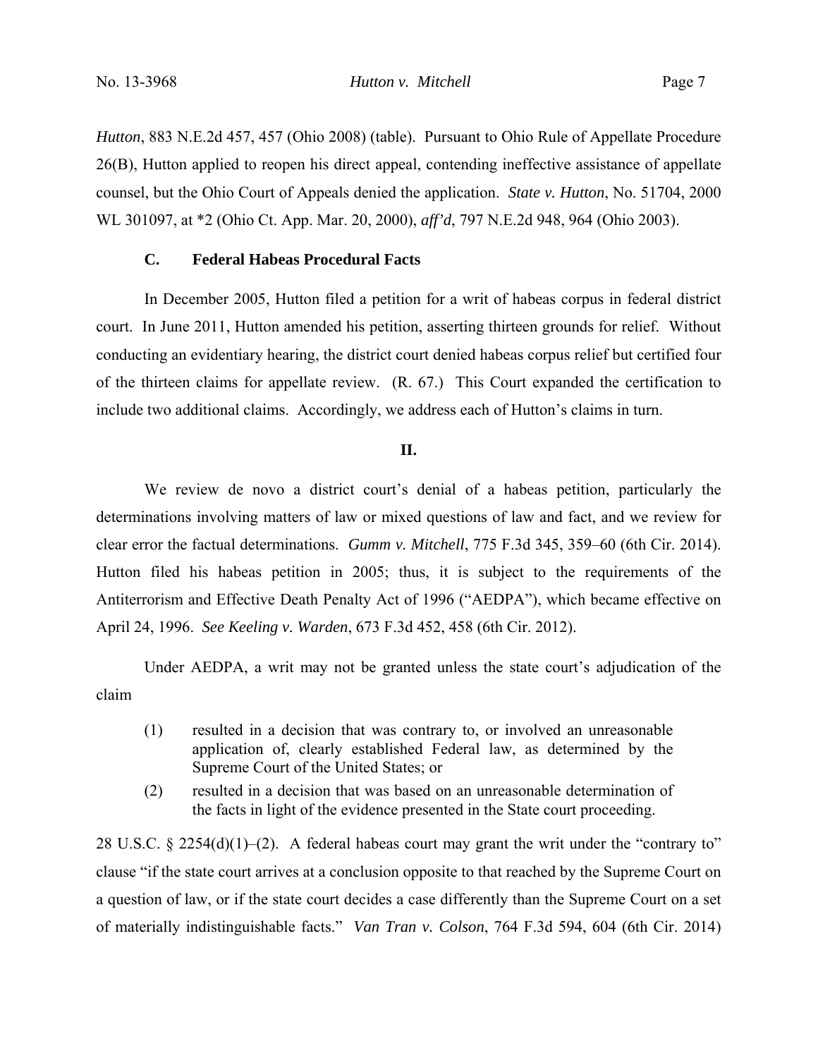*Hutton*, 883 N.E.2d 457, 457 (Ohio 2008) (table). Pursuant to Ohio Rule of Appellate Procedure 26(B), Hutton applied to reopen his direct appeal, contending ineffective assistance of appellate counsel, but the Ohio Court of Appeals denied the application. *State v. Hutton*, No. 51704, 2000 WL 301097, at *2 (Ohio Ct. App. Mar. 20, 2000), *aff'd*, 797 N.E.2d 948, 964 (Ohio 2003).

### C. Federal Habeas Procedural Facts

In December 2005, Hutton filed a petition for a writ of habeas corpus in federal district court. In June 2011, Hutton amended his petition, asserting thirteen grounds for relief. Without conducting an evidentiary hearing, the district court denied habeas corpus relief but certified four of the thirteen claims for appellate review. (R. 67.) This Court expanded the certification to include two additional claims. Accordingly, we address each of Hutton's claims in turn.

## II.

We review de novo a district court's denial of a habeas petition, particularly the determinations involving matters of law or mixed questions of law and fact, and we review for clear error the factual determinations. *Gumm v. Mitchell*, 775 F.3d 345, 359–60 (6th Cir. 2014). Hutton filed his habeas petition in 2005; thus, it is subject to the requirements of the Antiterrorism and Effective Death Penalty Act of 1996 ("AEDPA"), which became effective on April 24, 1996. *See Keeling v. Warden*, 673 F.3d 452, 458 (6th Cir. 2012).

Under AEDPA, a writ may not be granted unless the state court's adjudication of the claim

> (1) resulted in a decision that was contrary to, or involved an unreasonable application of, clearly established Federal law, as determined by the Supreme Court of the United States; or
>
> (2) resulted in a decision that was based on an unreasonable determination of the facts in light of the evidence presented in the State court proceeding.

28 U.S.C. § 2254(d)(1)–(2). A federal habeas court may grant the writ under the "contrary to" clause "if the state court arrives at a conclusion opposite to that reached by the Supreme Court on a question of law, or if the state court decides a case differently than the Supreme Court on a set of materially indistinguishable facts." *Van Tran v. Colson*, 764 F.3d 594, 604 (6th Cir. 2014)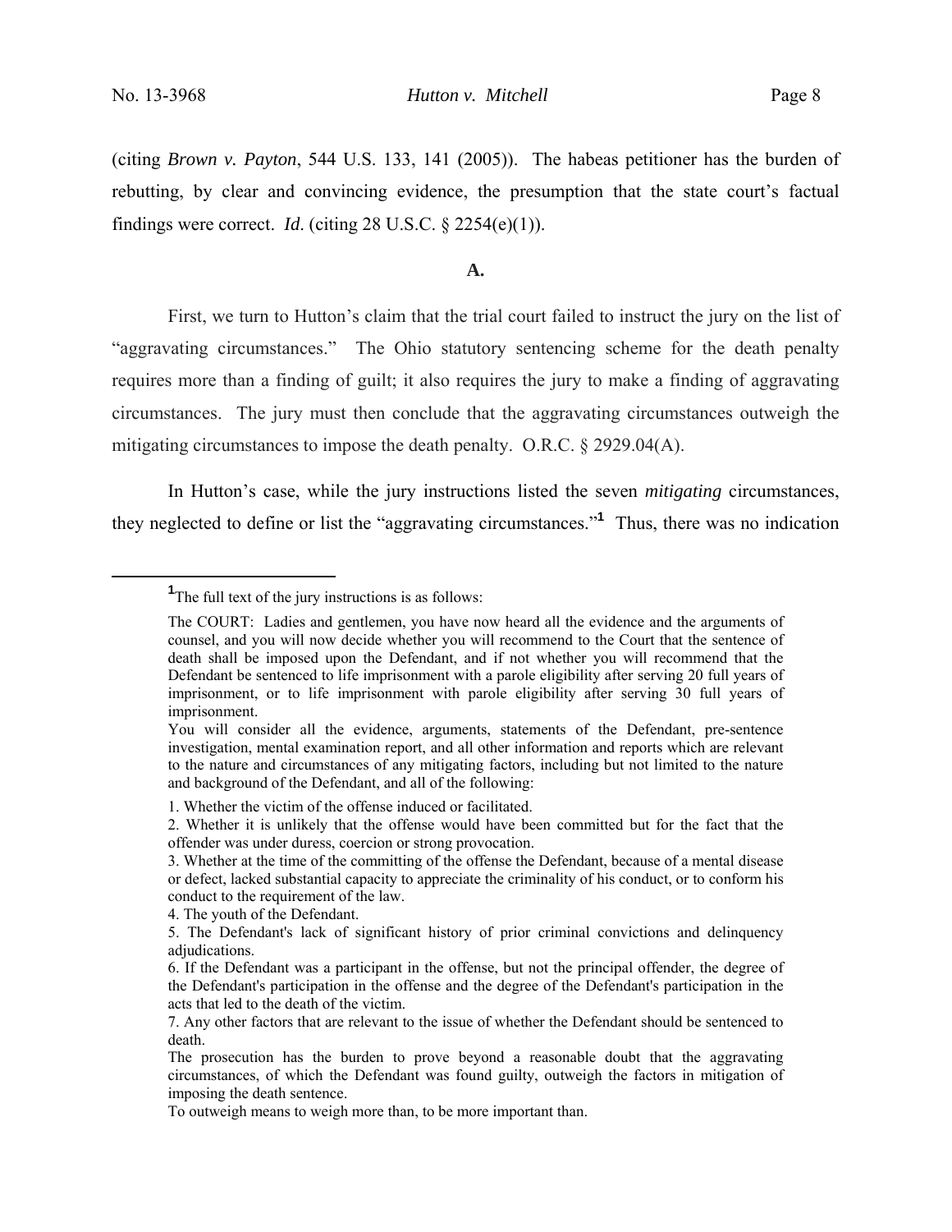(citing *Brown v. Payton*, 544 U.S. 133, 141 (2005)). The habeas petitioner has the burden of rebutting, by clear and convincing evidence, the presumption that the state court's factual findings were correct. *Id*. (citing 28 U.S.C. § 2254(e)(1)).

**A.**

First, we turn to Hutton's claim that the trial court failed to instruct the jury on the list of "aggravating circumstances." The Ohio statutory sentencing scheme for the death penalty requires more than a finding of guilt; it also requires the jury to make a finding of aggravating circumstances. The jury must then conclude that the aggravating circumstances outweigh the mitigating circumstances to impose the death penalty. O.R.C. § 2929.04(A).

In Hutton's case, while the jury instructions listed the seven *mitigating* circumstances, they neglected to define or list the "aggravating circumstances."[1] Thus, there was no indication

---

[1] The full text of the jury instructions is as follows:

The COURT: Ladies and gentlemen, you have now heard all the evidence and the arguments of counsel, and you will now decide whether you will recommend to the Court that the sentence of death shall be imposed upon the Defendant, and if not whether you will recommend that the Defendant be sentenced to life imprisonment with a parole eligibility after serving 20 full years of imprisonment, or to life imprisonment with parole eligibility after serving 30 full years of imprisonment.

You will consider all the evidence, arguments, statements of the Defendant, pre-sentence investigation, mental examination report, and all other information and reports which are relevant to the nature and circumstances of any mitigating factors, including but not limited to the nature and background of the Defendant, and all of the following:

1. Whether the victim of the offense induced or facilitated.
2. Whether it is unlikely that the offense would have been committed but for the fact that the offender was under duress, coercion or strong provocation.
3. Whether at the time of the committing of the offense the Defendant, because of a mental disease or defect, lacked substantial capacity to appreciate the criminality of his conduct, or to conform his conduct to the requirement of the law.
4. The youth of the Defendant.
5. The Defendant's lack of significant history of prior criminal convictions and delinquency adjudications.
6. If the Defendant was a participant in the offense, but not the principal offender, the degree of the Defendant's participation in the offense and the degree of the Defendant's participation in the acts that led to the death of the victim.
7. Any other factors that are relevant to the issue of whether the Defendant should be sentenced to death.

The prosecution has the burden to prove beyond a reasonable doubt that the aggravating circumstances, of which the Defendant was found guilty, outweigh the factors in mitigation of imposing the death sentence.

To outweigh means to weigh more than, to be more important than.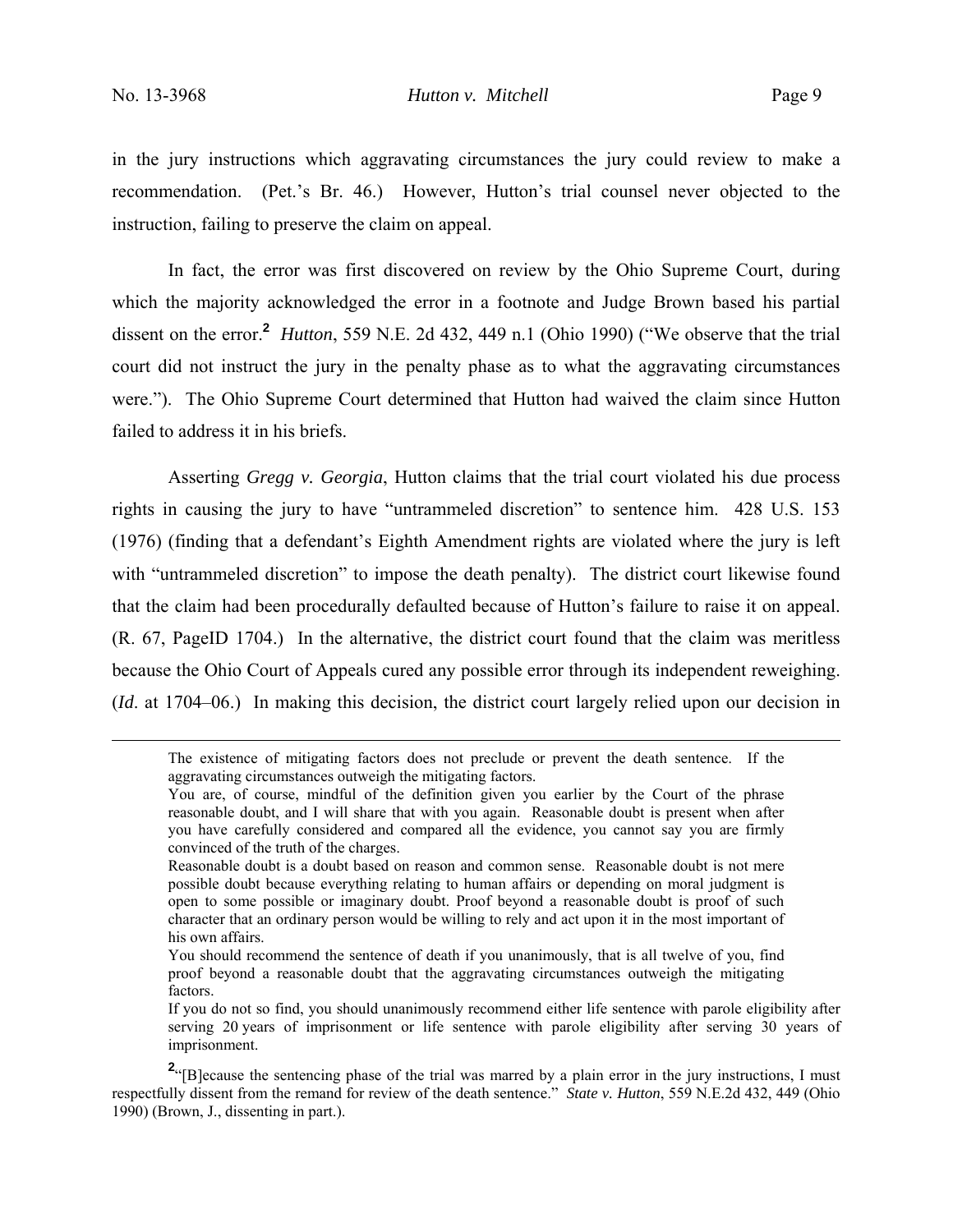in the jury instructions which aggravating circumstances the jury could review to make a recommendation. (Pet.'s Br. 46.) However, Hutton's trial counsel never objected to the instruction, failing to preserve the claim on appeal.

In fact, the error was first discovered on review by the Ohio Supreme Court, during which the majority acknowledged the error in a footnote and Judge Brown based his partial dissent on the error.[2] *Hutton*, 559 N.E. 2d 432, 449 n.1 (Ohio 1990) ("We observe that the trial court did not instruct the jury in the penalty phase as to what the aggravating circumstances were."). The Ohio Supreme Court determined that Hutton had waived the claim since Hutton failed to address it in his briefs.

Asserting *Gregg v. Georgia*, Hutton claims that the trial court violated his due process rights in causing the jury to have "untrammeled discretion" to sentence him. 428 U.S. 153 (1976) (finding that a defendant's Eighth Amendment rights are violated where the jury is left with "untrammeled discretion" to impose the death penalty). The district court likewise found that the claim had been procedurally defaulted because of Hutton's failure to raise it on appeal. (R. 67, PageID 1704.) In the alternative, the district court found that the claim was meritless because the Ohio Court of Appeals cured any possible error through its independent reweighing. (*Id*. at 1704–06.) In making this decision, the district court largely relied upon our decision in

---

> The existence of mitigating factors does not preclude or prevent the death sentence. If the aggravating circumstances outweigh the mitigating factors.
>
> You are, of course, mindful of the definition given you earlier by the Court of the phrase reasonable doubt, and I will share that with you again. Reasonable doubt is present when after you have carefully considered and compared all the evidence, you cannot say you are firmly convinced of the truth of the charges.
>
> Reasonable doubt is a doubt based on reason and common sense. Reasonable doubt is not mere possible doubt because everything relating to human affairs or depending on moral judgment is open to some possible or imaginary doubt. Proof beyond a reasonable doubt is proof of such character that an ordinary person would be willing to rely and act upon it in the most important of his own affairs.
>
> You should recommend the sentence of death if you unanimously, that is all twelve of you, find proof beyond a reasonable doubt that the aggravating circumstances outweigh the mitigating factors.
>
> If you do not so find, you should unanimously recommend either life sentence with parole eligibility after serving 20 years of imprisonment or life sentence with parole eligibility after serving 30 years of imprisonment.

[2] "[B]ecause the sentencing phase of the trial was marred by a plain error in the jury instructions, I must respectfully dissent from the remand for review of the death sentence." *State v. Hutton*, 559 N.E.2d 432, 449 (Ohio 1990) (Brown, J., dissenting in part.).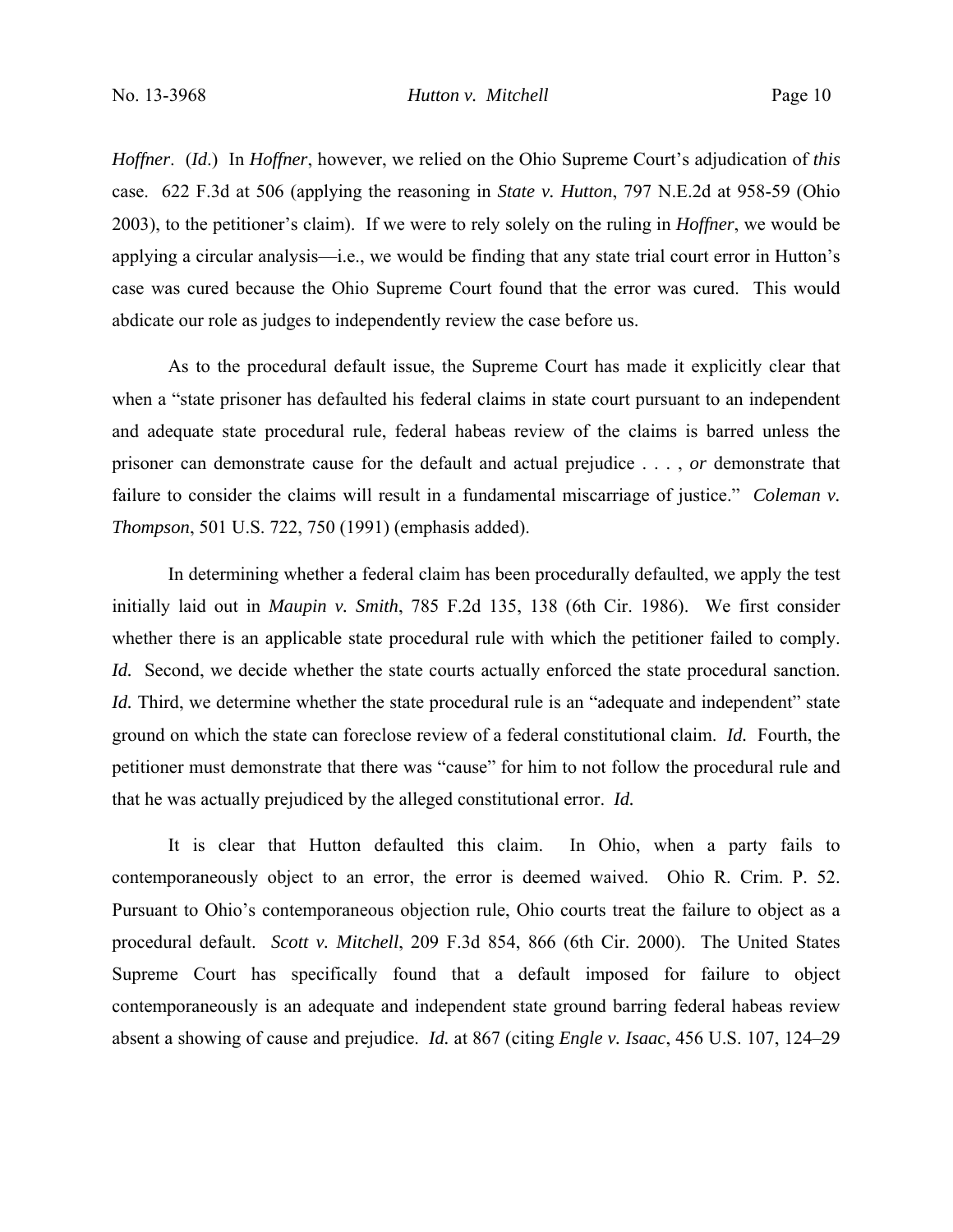*Hoffner*. (*Id*.) In *Hoffner*, however, we relied on the Ohio Supreme Court's adjudication of *this* case. 622 F.3d at 506 (applying the reasoning in *State v. Hutton*, 797 N.E.2d at 958-59 (Ohio 2003), to the petitioner's claim). If we were to rely solely on the ruling in *Hoffner*, we would be applying a circular analysis—i.e., we would be finding that any state trial court error in Hutton's case was cured because the Ohio Supreme Court found that the error was cured. This would abdicate our role as judges to independently review the case before us.

As to the procedural default issue, the Supreme Court has made it explicitly clear that when a "state prisoner has defaulted his federal claims in state court pursuant to an independent and adequate state procedural rule, federal habeas review of the claims is barred unless the prisoner can demonstrate cause for the default and actual prejudice . . . , *or* demonstrate that failure to consider the claims will result in a fundamental miscarriage of justice." *Coleman v. Thompson*, 501 U.S. 722, 750 (1991) (emphasis added).

In determining whether a federal claim has been procedurally defaulted, we apply the test initially laid out in *Maupin v. Smith*, 785 F.2d 135, 138 (6th Cir. 1986). We first consider whether there is an applicable state procedural rule with which the petitioner failed to comply. *Id.* Second, we decide whether the state courts actually enforced the state procedural sanction. *Id.* Third, we determine whether the state procedural rule is an "adequate and independent" state ground on which the state can foreclose review of a federal constitutional claim. *Id.* Fourth, the petitioner must demonstrate that there was "cause" for him to not follow the procedural rule and that he was actually prejudiced by the alleged constitutional error. *Id.*

It is clear that Hutton defaulted this claim. In Ohio, when a party fails to contemporaneously object to an error, the error is deemed waived. Ohio R. Crim. P. 52. Pursuant to Ohio's contemporaneous objection rule, Ohio courts treat the failure to object as a procedural default. *Scott v. Mitchell*, 209 F.3d 854, 866 (6th Cir. 2000). The United States Supreme Court has specifically found that a default imposed for failure to object contemporaneously is an adequate and independent state ground barring federal habeas review absent a showing of cause and prejudice. *Id.* at 867 (citing *Engle v. Isaac*, 456 U.S. 107, 124–29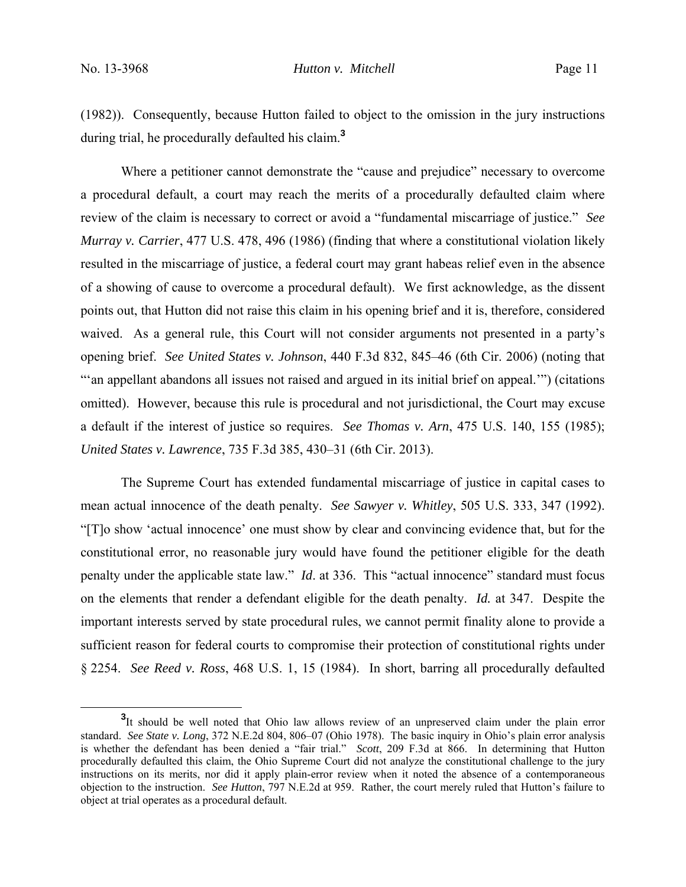(1982)). Consequently, because Hutton failed to object to the omission in the jury instructions during trial, he procedurally defaulted his claim.[3]

Where a petitioner cannot demonstrate the "cause and prejudice" necessary to overcome a procedural default, a court may reach the merits of a procedurally defaulted claim where review of the claim is necessary to correct or avoid a "fundamental miscarriage of justice." *See Murray v. Carrier*, 477 U.S. 478, 496 (1986) (finding that where a constitutional violation likely resulted in the miscarriage of justice, a federal court may grant habeas relief even in the absence of a showing of cause to overcome a procedural default). We first acknowledge, as the dissent points out, that Hutton did not raise this claim in his opening brief and it is, therefore, considered waived. As a general rule, this Court will not consider arguments not presented in a party's opening brief. *See United States v. Johnson*, 440 F.3d 832, 845–46 (6th Cir. 2006) (noting that "'an appellant abandons all issues not raised and argued in its initial brief on appeal.'") (citations omitted). However, because this rule is procedural and not jurisdictional, the Court may excuse a default if the interest of justice so requires. *See Thomas v. Arn*, 475 U.S. 140, 155 (1985); *United States v. Lawrence*, 735 F.3d 385, 430–31 (6th Cir. 2013).

The Supreme Court has extended fundamental miscarriage of justice in capital cases to mean actual innocence of the death penalty. *See Sawyer v. Whitley*, 505 U.S. 333, 347 (1992). "[T]o show 'actual innocence' one must show by clear and convincing evidence that, but for the constitutional error, no reasonable jury would have found the petitioner eligible for the death penalty under the applicable state law." *Id*. at 336. This "actual innocence" standard must focus on the elements that render a defendant eligible for the death penalty. *Id.* at 347. Despite the important interests served by state procedural rules, we cannot permit finality alone to provide a sufficient reason for federal courts to compromise their protection of constitutional rights under § 2254. *See Reed v. Ross*, 468 U.S. 1, 15 (1984). In short, barring all procedurally defaulted

[3] It should be well noted that Ohio law allows review of an unpreserved claim under the plain error standard. *See State v. Long*, 372 N.E.2d 804, 806–07 (Ohio 1978). The basic inquiry in Ohio's plain error analysis is whether the defendant has been denied a "fair trial." *Scott*, 209 F.3d at 866. In determining that Hutton procedurally defaulted this claim, the Ohio Supreme Court did not analyze the constitutional challenge to the jury instructions on its merits, nor did it apply plain-error review when it noted the absence of a contemporaneous objection to the instruction. *See Hutton*, 797 N.E.2d at 959. Rather, the court merely ruled that Hutton's failure to object at trial operates as a procedural default.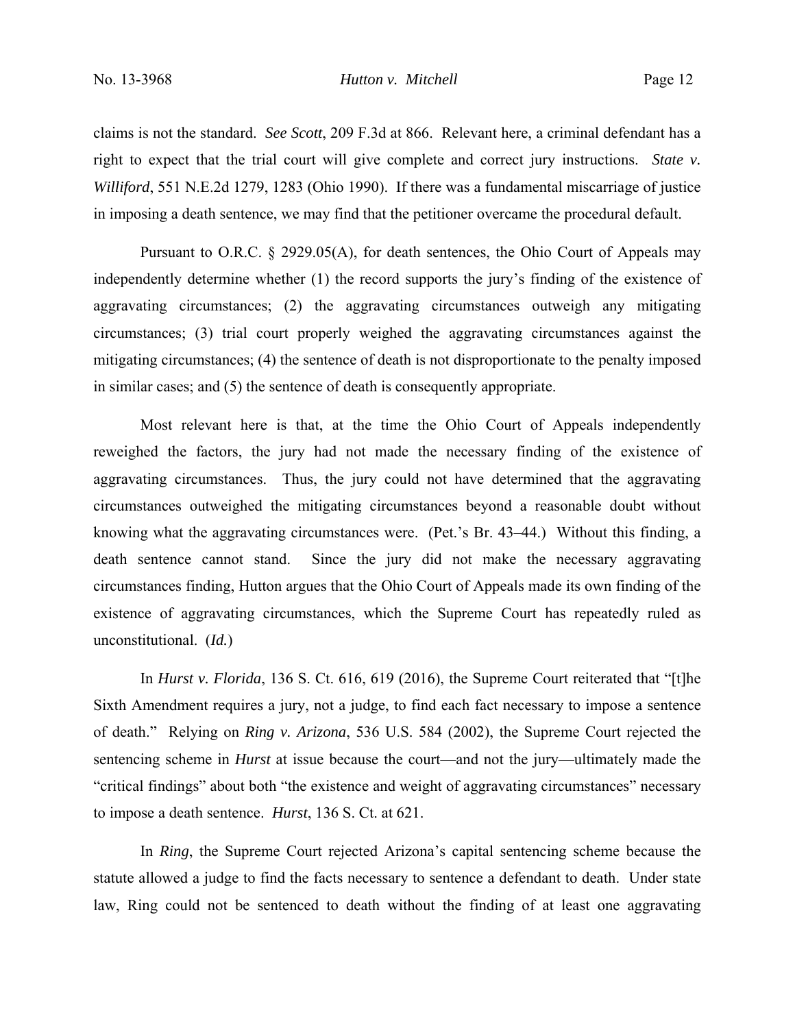claims is not the standard. *See Scott*, 209 F.3d at 866. Relevant here, a criminal defendant has a right to expect that the trial court will give complete and correct jury instructions. *State v. Williford*, 551 N.E.2d 1279, 1283 (Ohio 1990). If there was a fundamental miscarriage of justice in imposing a death sentence, we may find that the petitioner overcame the procedural default.

Pursuant to O.R.C. § 2929.05(A), for death sentences, the Ohio Court of Appeals may independently determine whether (1) the record supports the jury's finding of the existence of aggravating circumstances; (2) the aggravating circumstances outweigh any mitigating circumstances; (3) trial court properly weighed the aggravating circumstances against the mitigating circumstances; (4) the sentence of death is not disproportionate to the penalty imposed in similar cases; and (5) the sentence of death is consequently appropriate.

Most relevant here is that, at the time the Ohio Court of Appeals independently reweighed the factors, the jury had not made the necessary finding of the existence of aggravating circumstances. Thus, the jury could not have determined that the aggravating circumstances outweighed the mitigating circumstances beyond a reasonable doubt without knowing what the aggravating circumstances were. (Pet.'s Br. 43–44.) Without this finding, a death sentence cannot stand. Since the jury did not make the necessary aggravating circumstances finding, Hutton argues that the Ohio Court of Appeals made its own finding of the existence of aggravating circumstances, which the Supreme Court has repeatedly ruled as unconstitutional. (*Id.*)

In *Hurst v. Florida*, 136 S. Ct. 616, 619 (2016), the Supreme Court reiterated that "[t]he Sixth Amendment requires a jury, not a judge, to find each fact necessary to impose a sentence of death." Relying on *Ring v. Arizona*, 536 U.S. 584 (2002), the Supreme Court rejected the sentencing scheme in *Hurst* at issue because the court—and not the jury—ultimately made the "critical findings" about both "the existence and weight of aggravating circumstances" necessary to impose a death sentence. *Hurst*, 136 S. Ct. at 621.

In *Ring*, the Supreme Court rejected Arizona's capital sentencing scheme because the statute allowed a judge to find the facts necessary to sentence a defendant to death. Under state law, Ring could not be sentenced to death without the finding of at least one aggravating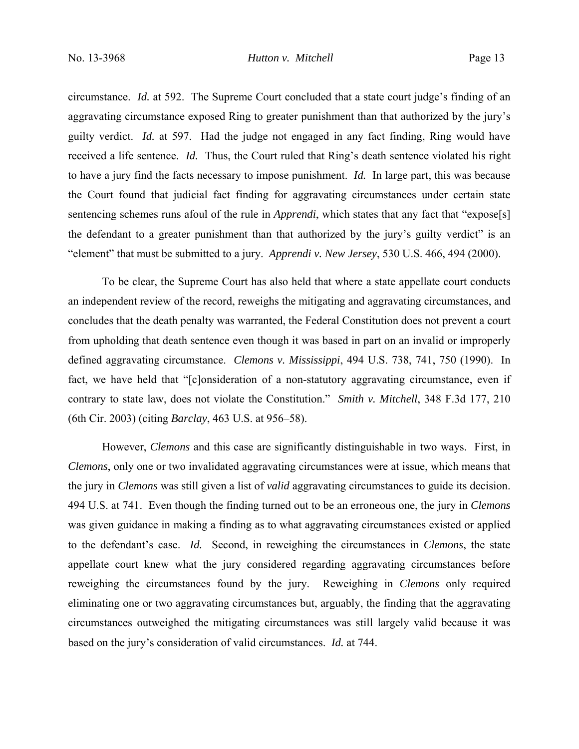circumstance. *Id.* at 592. The Supreme Court concluded that a state court judge's finding of an aggravating circumstance exposed Ring to greater punishment than that authorized by the jury's guilty verdict. *Id.* at 597. Had the judge not engaged in any fact finding, Ring would have received a life sentence. *Id.* Thus, the Court ruled that Ring's death sentence violated his right to have a jury find the facts necessary to impose punishment. *Id.* In large part, this was because the Court found that judicial fact finding for aggravating circumstances under certain state sentencing schemes runs afoul of the rule in *Apprendi*, which states that any fact that "expose[s] the defendant to a greater punishment than that authorized by the jury's guilty verdict" is an "element" that must be submitted to a jury. *Apprendi v. New Jersey*, 530 U.S. 466, 494 (2000).

To be clear, the Supreme Court has also held that where a state appellate court conducts an independent review of the record, reweighs the mitigating and aggravating circumstances, and concludes that the death penalty was warranted, the Federal Constitution does not prevent a court from upholding that death sentence even though it was based in part on an invalid or improperly defined aggravating circumstance. *Clemons v. Mississippi*, 494 U.S. 738, 741, 750 (1990). In fact, we have held that "[c]onsideration of a non-statutory aggravating circumstance, even if contrary to state law, does not violate the Constitution." *Smith v. Mitchell*, 348 F.3d 177, 210 (6th Cir. 2003) (citing *Barclay*, 463 U.S. at 956–58).

However, *Clemons* and this case are significantly distinguishable in two ways. First, in *Clemons*, only one or two invalidated aggravating circumstances were at issue, which means that the jury in *Clemons* was still given a list of *valid* aggravating circumstances to guide its decision. 494 U.S. at 741. Even though the finding turned out to be an erroneous one, the jury in *Clemons* was given guidance in making a finding as to what aggravating circumstances existed or applied to the defendant's case. *Id.* Second, in reweighing the circumstances in *Clemons*, the state appellate court knew what the jury considered regarding aggravating circumstances before reweighing the circumstances found by the jury. Reweighing in *Clemons* only required eliminating one or two aggravating circumstances but, arguably, the finding that the aggravating circumstances outweighed the mitigating circumstances was still largely valid because it was based on the jury's consideration of valid circumstances. *Id.* at 744.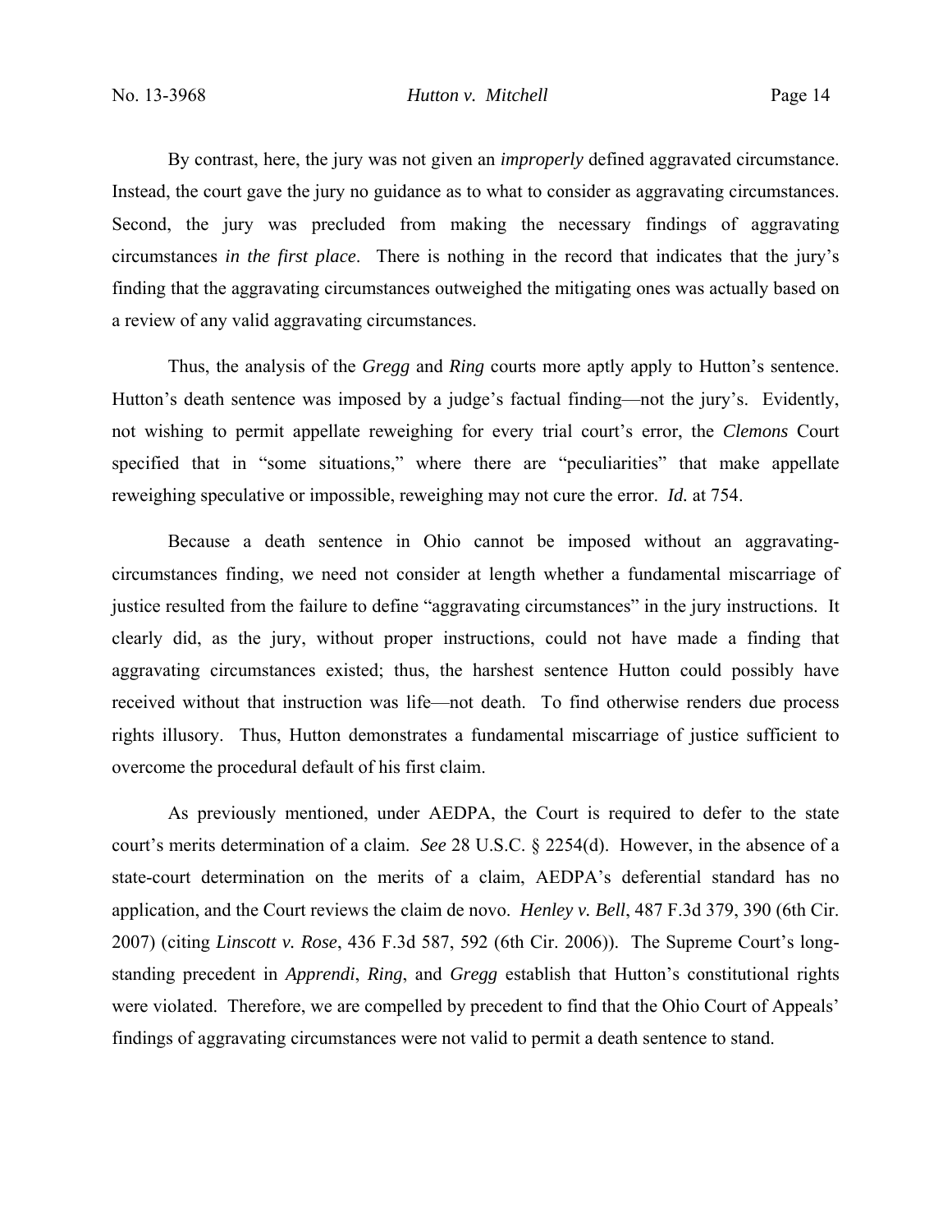By contrast, here, the jury was not given an *improperly* defined aggravated circumstance. Instead, the court gave the jury no guidance as to what to consider as aggravating circumstances. Second, the jury was precluded from making the necessary findings of aggravating circumstances *in the first place*. There is nothing in the record that indicates that the jury's finding that the aggravating circumstances outweighed the mitigating ones was actually based on a review of any valid aggravating circumstances.

Thus, the analysis of the *Gregg* and *Ring* courts more aptly apply to Hutton's sentence. Hutton's death sentence was imposed by a judge's factual finding—not the jury's. Evidently, not wishing to permit appellate reweighing for every trial court's error, the *Clemons* Court specified that in "some situations," where there are "peculiarities" that make appellate reweighing speculative or impossible, reweighing may not cure the error. *Id.* at 754.

Because a death sentence in Ohio cannot be imposed without an aggravating-circumstances finding, we need not consider at length whether a fundamental miscarriage of justice resulted from the failure to define "aggravating circumstances" in the jury instructions. It clearly did, as the jury, without proper instructions, could not have made a finding that aggravating circumstances existed; thus, the harshest sentence Hutton could possibly have received without that instruction was life—not death. To find otherwise renders due process rights illusory. Thus, Hutton demonstrates a fundamental miscarriage of justice sufficient to overcome the procedural default of his first claim.

As previously mentioned, under AEDPA, the Court is required to defer to the state court's merits determination of a claim. *See* 28 U.S.C. § 2254(d). However, in the absence of a state-court determination on the merits of a claim, AEDPA's deferential standard has no application, and the Court reviews the claim de novo. *Henley v. Bell*, 487 F.3d 379, 390 (6th Cir. 2007) (citing *Linscott v. Rose*, 436 F.3d 587, 592 (6th Cir. 2006)). The Supreme Court's long-standing precedent in *Apprendi*, *Ring*, and *Gregg* establish that Hutton's constitutional rights were violated. Therefore, we are compelled by precedent to find that the Ohio Court of Appeals' findings of aggravating circumstances were not valid to permit a death sentence to stand.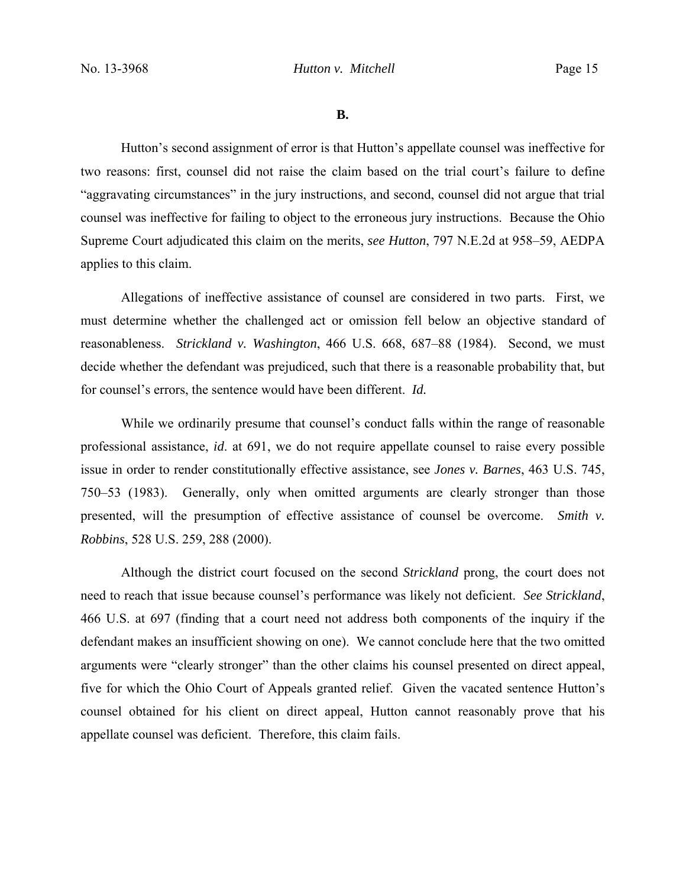**B.**

Hutton's second assignment of error is that Hutton's appellate counsel was ineffective for two reasons: first, counsel did not raise the claim based on the trial court's failure to define "aggravating circumstances" in the jury instructions, and second, counsel did not argue that trial counsel was ineffective for failing to object to the erroneous jury instructions. Because the Ohio Supreme Court adjudicated this claim on the merits, *see Hutton*, 797 N.E.2d at 958–59, AEDPA applies to this claim.

Allegations of ineffective assistance of counsel are considered in two parts. First, we must determine whether the challenged act or omission fell below an objective standard of reasonableness. *Strickland v. Washington*, 466 U.S. 668, 687–88 (1984). Second, we must decide whether the defendant was prejudiced, such that there is a reasonable probability that, but for counsel's errors, the sentence would have been different. *Id.*

While we ordinarily presume that counsel's conduct falls within the range of reasonable professional assistance, *id*. at 691, we do not require appellate counsel to raise every possible issue in order to render constitutionally effective assistance, see *Jones v. Barnes*, 463 U.S. 745, 750–53 (1983). Generally, only when omitted arguments are clearly stronger than those presented, will the presumption of effective assistance of counsel be overcome. *Smith v. Robbins*, 528 U.S. 259, 288 (2000).

Although the district court focused on the second *Strickland* prong, the court does not need to reach that issue because counsel's performance was likely not deficient. *See Strickland*, 466 U.S. at 697 (finding that a court need not address both components of the inquiry if the defendant makes an insufficient showing on one). We cannot conclude here that the two omitted arguments were "clearly stronger" than the other claims his counsel presented on direct appeal, five for which the Ohio Court of Appeals granted relief. Given the vacated sentence Hutton's counsel obtained for his client on direct appeal, Hutton cannot reasonably prove that his appellate counsel was deficient. Therefore, this claim fails.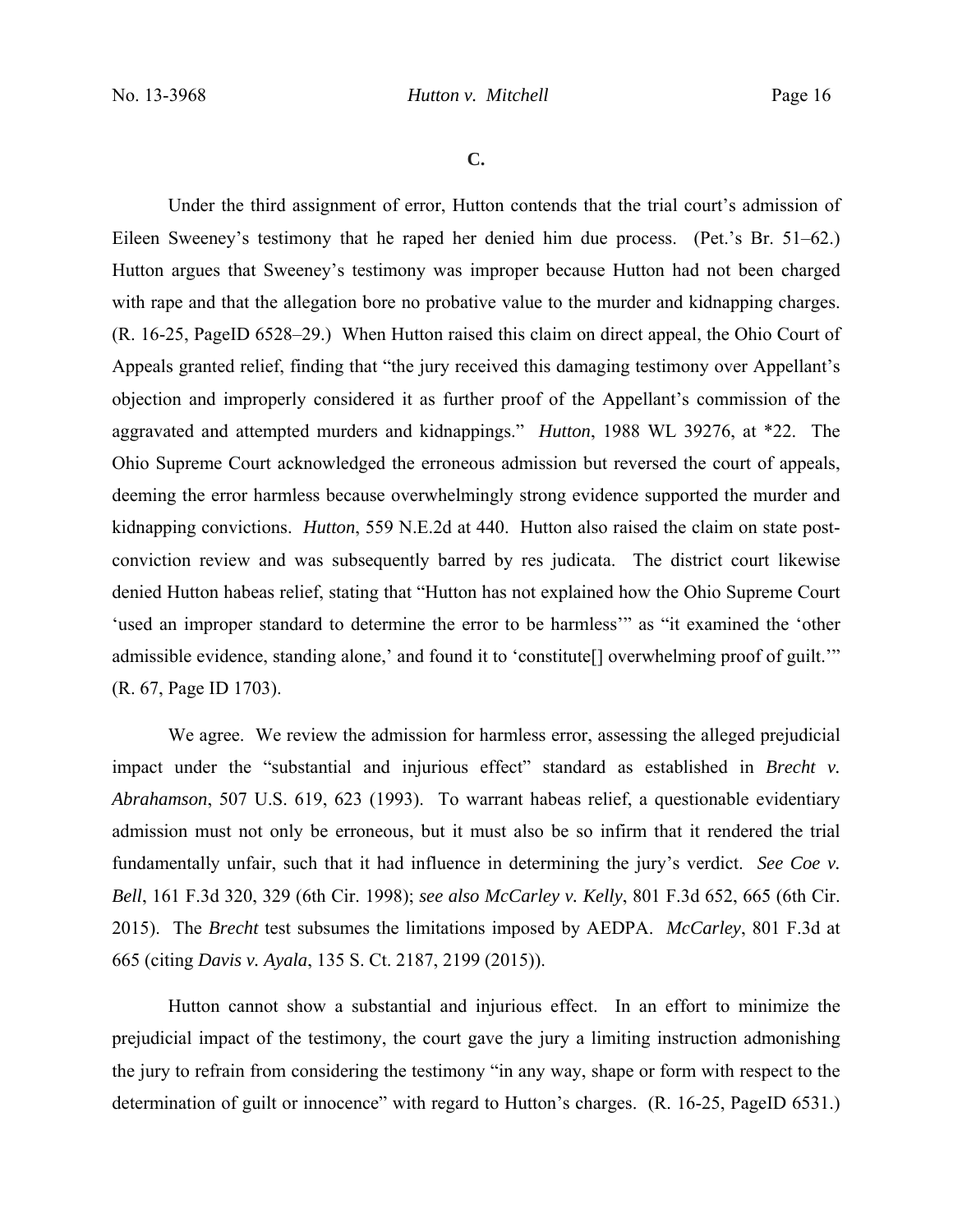**C.**

Under the third assignment of error, Hutton contends that the trial court's admission of Eileen Sweeney's testimony that he raped her denied him due process. (Pet.'s Br. 51–62.) Hutton argues that Sweeney's testimony was improper because Hutton had not been charged with rape and that the allegation bore no probative value to the murder and kidnapping charges. (R. 16-25, PageID 6528–29.) When Hutton raised this claim on direct appeal, the Ohio Court of Appeals granted relief, finding that "the jury received this damaging testimony over Appellant's objection and improperly considered it as further proof of the Appellant's commission of the aggravated and attempted murders and kidnappings." *Hutton*, 1988 WL 39276, at *22. The Ohio Supreme Court acknowledged the erroneous admission but reversed the court of appeals, deeming the error harmless because overwhelmingly strong evidence supported the murder and kidnapping convictions. *Hutton*, 559 N.E.2d at 440. Hutton also raised the claim on state post-conviction review and was subsequently barred by res judicata. The district court likewise denied Hutton habeas relief, stating that "Hutton has not explained how the Ohio Supreme Court 'used an improper standard to determine the error to be harmless'" as "it examined the 'other admissible evidence, standing alone,' and found it to 'constitute[] overwhelming proof of guilt.'" (R. 67, Page ID 1703).

We agree. We review the admission for harmless error, assessing the alleged prejudicial impact under the "substantial and injurious effect" standard as established in *Brecht v. Abrahamson*, 507 U.S. 619, 623 (1993). To warrant habeas relief, a questionable evidentiary admission must not only be erroneous, but it must also be so infirm that it rendered the trial fundamentally unfair, such that it had influence in determining the jury's verdict. *See Coe v. Bell*, 161 F.3d 320, 329 (6th Cir. 1998); *see also McCarley v. Kelly*, 801 F.3d 652, 665 (6th Cir. 2015). The *Brecht* test subsumes the limitations imposed by AEDPA. *McCarley*, 801 F.3d at 665 (citing *Davis v. Ayala*, 135 S. Ct. 2187, 2199 (2015)).

Hutton cannot show a substantial and injurious effect. In an effort to minimize the prejudicial impact of the testimony, the court gave the jury a limiting instruction admonishing the jury to refrain from considering the testimony "in any way, shape or form with respect to the determination of guilt or innocence" with regard to Hutton's charges. (R. 16-25, PageID 6531.)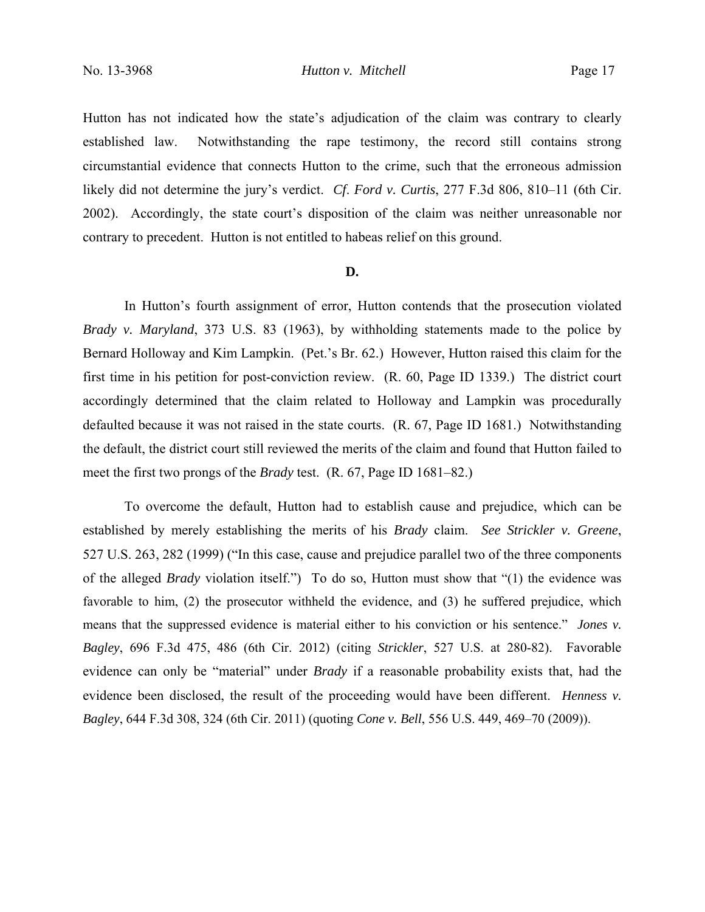Hutton has not indicated how the state's adjudication of the claim was contrary to clearly established law. Notwithstanding the rape testimony, the record still contains strong circumstantial evidence that connects Hutton to the crime, such that the erroneous admission likely did not determine the jury's verdict. *Cf*. *Ford v. Curtis*, 277 F.3d 806, 810–11 (6th Cir. 2002). Accordingly, the state court's disposition of the claim was neither unreasonable nor contrary to precedent. Hutton is not entitled to habeas relief on this ground.

**D.**

In Hutton's fourth assignment of error, Hutton contends that the prosecution violated *Brady v. Maryland*, 373 U.S. 83 (1963), by withholding statements made to the police by Bernard Holloway and Kim Lampkin. (Pet.'s Br. 62.) However, Hutton raised this claim for the first time in his petition for post-conviction review. (R. 60, Page ID 1339.) The district court accordingly determined that the claim related to Holloway and Lampkin was procedurally defaulted because it was not raised in the state courts. (R. 67, Page ID 1681.) Notwithstanding the default, the district court still reviewed the merits of the claim and found that Hutton failed to meet the first two prongs of the *Brady* test. (R. 67, Page ID 1681–82.)

To overcome the default, Hutton had to establish cause and prejudice, which can be established by merely establishing the merits of his *Brady* claim. *See Strickler v. Greene*, 527 U.S. 263, 282 (1999) ("In this case, cause and prejudice parallel two of the three components of the alleged *Brady* violation itself.") To do so, Hutton must show that "(1) the evidence was favorable to him, (2) the prosecutor withheld the evidence, and (3) he suffered prejudice, which means that the suppressed evidence is material either to his conviction or his sentence." *Jones v. Bagley*, 696 F.3d 475, 486 (6th Cir. 2012) (citing *Strickler*, 527 U.S. at 280-82). Favorable evidence can only be "material" under *Brady* if a reasonable probability exists that, had the evidence been disclosed, the result of the proceeding would have been different. *Henness v. Bagley*, 644 F.3d 308, 324 (6th Cir. 2011) (quoting *Cone v. Bell*, 556 U.S. 449, 469–70 (2009)).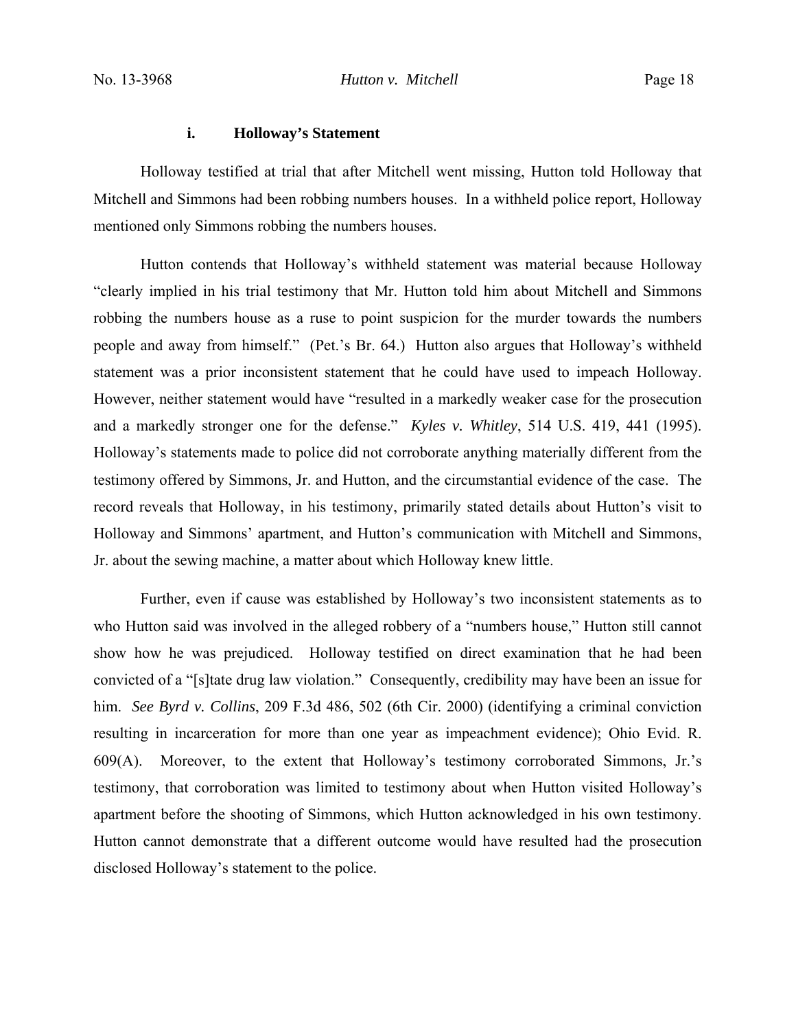#### i. Holloway's Statement

Holloway testified at trial that after Mitchell went missing, Hutton told Holloway that Mitchell and Simmons had been robbing numbers houses. In a withheld police report, Holloway mentioned only Simmons robbing the numbers houses.

Hutton contends that Holloway's withheld statement was material because Holloway "clearly implied in his trial testimony that Mr. Hutton told him about Mitchell and Simmons robbing the numbers house as a ruse to point suspicion for the murder towards the numbers people and away from himself." (Pet.'s Br. 64.) Hutton also argues that Holloway's withheld statement was a prior inconsistent statement that he could have used to impeach Holloway. However, neither statement would have "resulted in a markedly weaker case for the prosecution and a markedly stronger one for the defense." *Kyles v. Whitley*, 514 U.S. 419, 441 (1995). Holloway's statements made to police did not corroborate anything materially different from the testimony offered by Simmons, Jr. and Hutton, and the circumstantial evidence of the case. The record reveals that Holloway, in his testimony, primarily stated details about Hutton's visit to Holloway and Simmons' apartment, and Hutton's communication with Mitchell and Simmons, Jr. about the sewing machine, a matter about which Holloway knew little.

Further, even if cause was established by Holloway's two inconsistent statements as to who Hutton said was involved in the alleged robbery of a "numbers house," Hutton still cannot show how he was prejudiced. Holloway testified on direct examination that he had been convicted of a "[s]tate drug law violation." Consequently, credibility may have been an issue for him. *See Byrd v. Collins*, 209 F.3d 486, 502 (6th Cir. 2000) (identifying a criminal conviction resulting in incarceration for more than one year as impeachment evidence); Ohio Evid. R. 609(A). Moreover, to the extent that Holloway's testimony corroborated Simmons, Jr.'s testimony, that corroboration was limited to testimony about when Hutton visited Holloway's apartment before the shooting of Simmons, which Hutton acknowledged in his own testimony. Hutton cannot demonstrate that a different outcome would have resulted had the prosecution disclosed Holloway's statement to the police.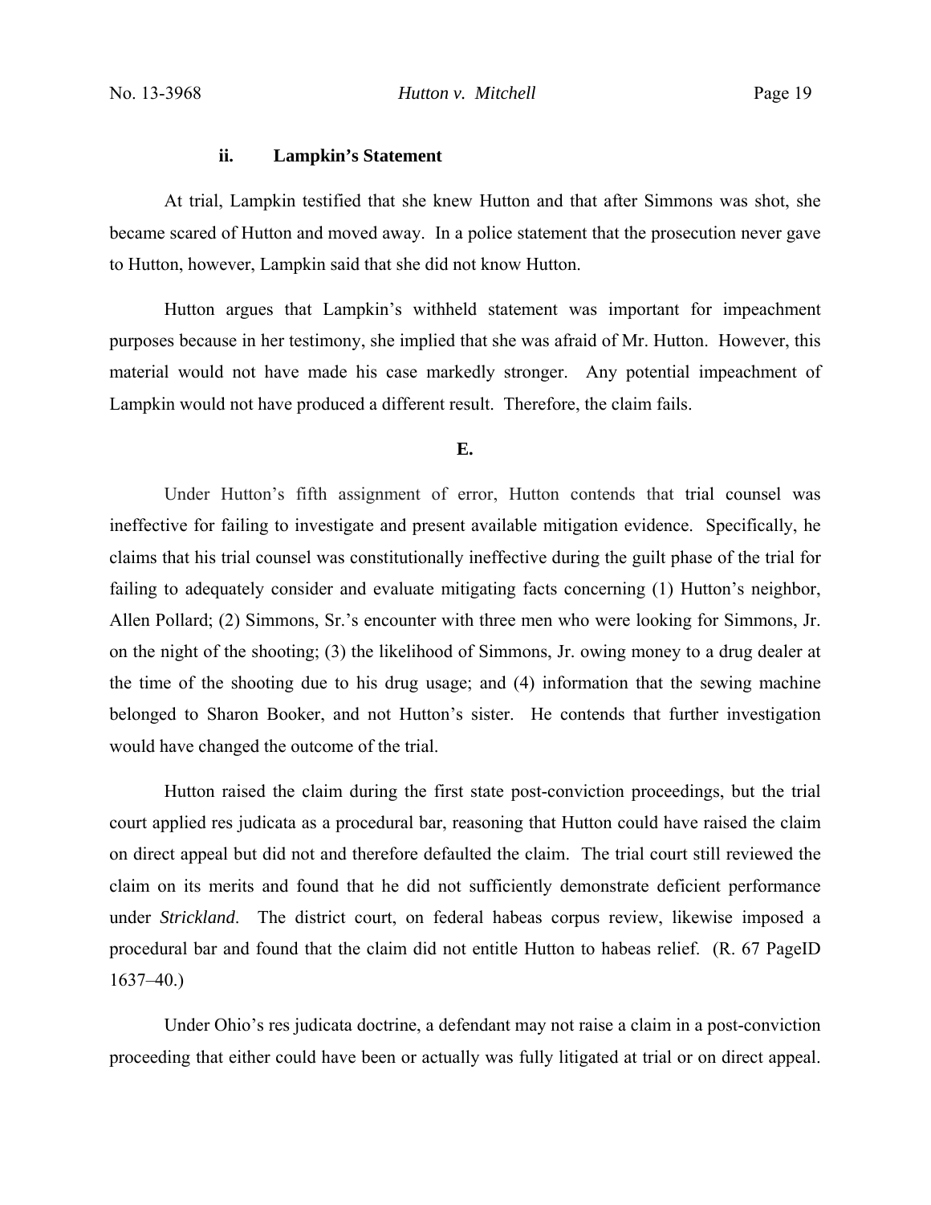#### ii. Lampkin's Statement

At trial, Lampkin testified that she knew Hutton and that after Simmons was shot, she became scared of Hutton and moved away. In a police statement that the prosecution never gave to Hutton, however, Lampkin said that she did not know Hutton.

Hutton argues that Lampkin's withheld statement was important for impeachment purposes because in her testimony, she implied that she was afraid of Mr. Hutton. However, this material would not have made his case markedly stronger. Any potential impeachment of Lampkin would not have produced a different result. Therefore, the claim fails.

### E.

Under Hutton's fifth assignment of error, Hutton contends that trial counsel was ineffective for failing to investigate and present available mitigation evidence. Specifically, he claims that his trial counsel was constitutionally ineffective during the guilt phase of the trial for failing to adequately consider and evaluate mitigating facts concerning (1) Hutton's neighbor, Allen Pollard; (2) Simmons, Sr.'s encounter with three men who were looking for Simmons, Jr. on the night of the shooting; (3) the likelihood of Simmons, Jr. owing money to a drug dealer at the time of the shooting due to his drug usage; and (4) information that the sewing machine belonged to Sharon Booker, and not Hutton's sister. He contends that further investigation would have changed the outcome of the trial.

Hutton raised the claim during the first state post-conviction proceedings, but the trial court applied res judicata as a procedural bar, reasoning that Hutton could have raised the claim on direct appeal but did not and therefore defaulted the claim. The trial court still reviewed the claim on its merits and found that he did not sufficiently demonstrate deficient performance under *Strickland*. The district court, on federal habeas corpus review, likewise imposed a procedural bar and found that the claim did not entitle Hutton to habeas relief. (R. 67 PageID 1637–40.)

Under Ohio's res judicata doctrine, a defendant may not raise a claim in a post-conviction proceeding that either could have been or actually was fully litigated at trial or on direct appeal.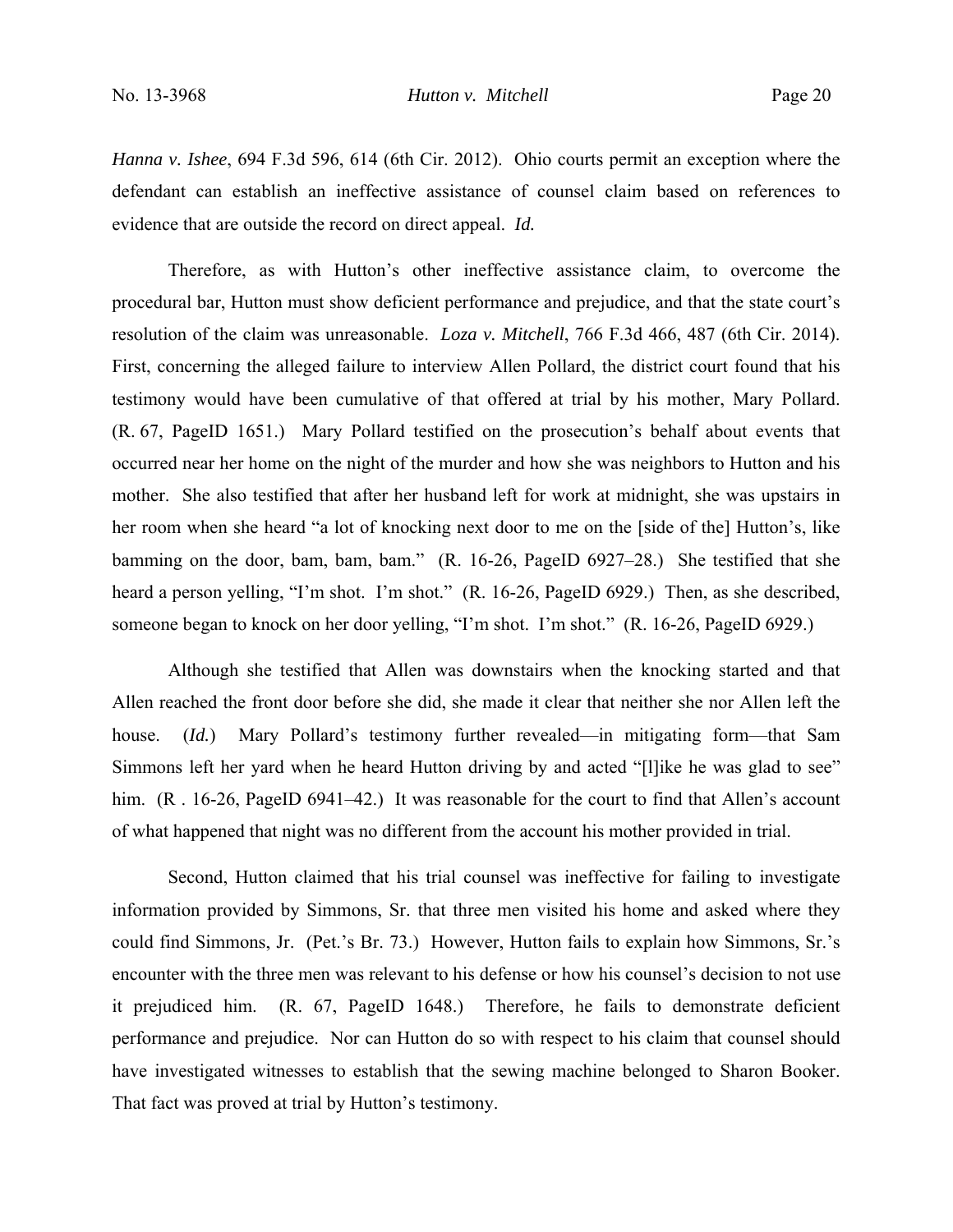*Hanna v. Ishee*, 694 F.3d 596, 614 (6th Cir. 2012). Ohio courts permit an exception where the defendant can establish an ineffective assistance of counsel claim based on references to evidence that are outside the record on direct appeal. *Id.*

Therefore, as with Hutton's other ineffective assistance claim, to overcome the procedural bar, Hutton must show deficient performance and prejudice, and that the state court's resolution of the claim was unreasonable. *Loza v. Mitchell*, 766 F.3d 466, 487 (6th Cir. 2014). First, concerning the alleged failure to interview Allen Pollard, the district court found that his testimony would have been cumulative of that offered at trial by his mother, Mary Pollard. (R. 67, PageID 1651.) Mary Pollard testified on the prosecution's behalf about events that occurred near her home on the night of the murder and how she was neighbors to Hutton and his mother. She also testified that after her husband left for work at midnight, she was upstairs in her room when she heard "a lot of knocking next door to me on the [side of the] Hutton's, like bamming on the door, bam, bam, bam." (R. 16-26, PageID 6927–28.) She testified that she heard a person yelling, "I'm shot. I'm shot." (R. 16-26, PageID 6929.) Then, as she described, someone began to knock on her door yelling, "I'm shot. I'm shot." (R. 16-26, PageID 6929.)

Although she testified that Allen was downstairs when the knocking started and that Allen reached the front door before she did, she made it clear that neither she nor Allen left the house. (*Id.*) Mary Pollard's testimony further revealed—in mitigating form—that Sam Simmons left her yard when he heard Hutton driving by and acted "[l]ike he was glad to see" him. (R . 16-26, PageID 6941–42.) It was reasonable for the court to find that Allen's account of what happened that night was no different from the account his mother provided in trial.

Second, Hutton claimed that his trial counsel was ineffective for failing to investigate information provided by Simmons, Sr. that three men visited his home and asked where they could find Simmons, Jr. (Pet.'s Br. 73.) However, Hutton fails to explain how Simmons, Sr.'s encounter with the three men was relevant to his defense or how his counsel's decision to not use it prejudiced him. (R. 67, PageID 1648.) Therefore, he fails to demonstrate deficient performance and prejudice. Nor can Hutton do so with respect to his claim that counsel should have investigated witnesses to establish that the sewing machine belonged to Sharon Booker. That fact was proved at trial by Hutton's testimony.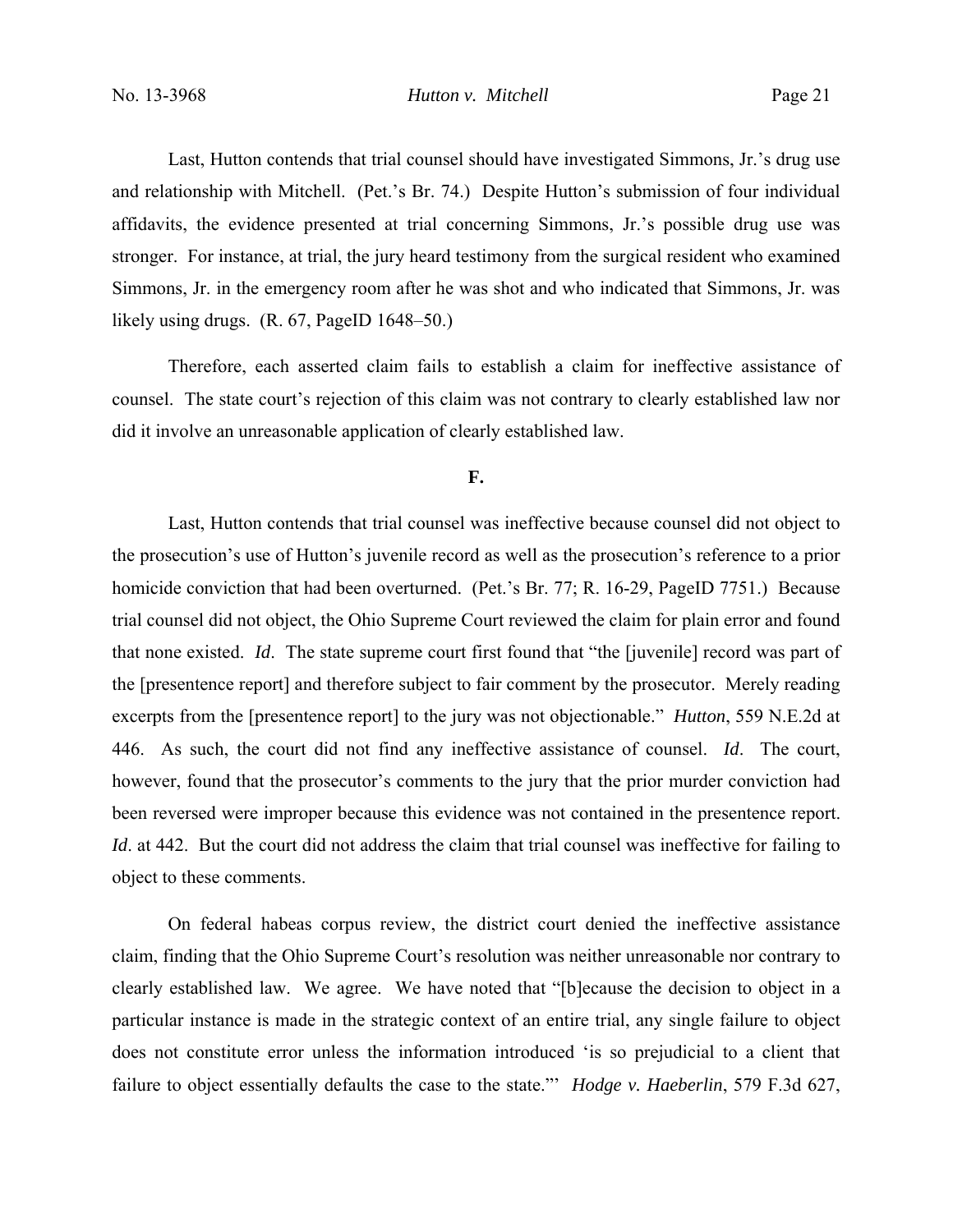Last, Hutton contends that trial counsel should have investigated Simmons, Jr.'s drug use and relationship with Mitchell. (Pet.'s Br. 74.) Despite Hutton's submission of four individual affidavits, the evidence presented at trial concerning Simmons, Jr.'s possible drug use was stronger. For instance, at trial, the jury heard testimony from the surgical resident who examined Simmons, Jr. in the emergency room after he was shot and who indicated that Simmons, Jr. was likely using drugs. (R. 67, PageID 1648–50.)

Therefore, each asserted claim fails to establish a claim for ineffective assistance of counsel. The state court's rejection of this claim was not contrary to clearly established law nor did it involve an unreasonable application of clearly established law.

**F.**

Last, Hutton contends that trial counsel was ineffective because counsel did not object to the prosecution's use of Hutton's juvenile record as well as the prosecution's reference to a prior homicide conviction that had been overturned. (Pet.'s Br. 77; R. 16-29, PageID 7751.) Because trial counsel did not object, the Ohio Supreme Court reviewed the claim for plain error and found that none existed. *Id*. The state supreme court first found that "the [juvenile] record was part of the [presentence report] and therefore subject to fair comment by the prosecutor. Merely reading excerpts from the [presentence report] to the jury was not objectionable." *Hutton*, 559 N.E.2d at 446. As such, the court did not find any ineffective assistance of counsel. *Id*. The court, however, found that the prosecutor's comments to the jury that the prior murder conviction had been reversed were improper because this evidence was not contained in the presentence report. *Id*. at 442. But the court did not address the claim that trial counsel was ineffective for failing to object to these comments.

On federal habeas corpus review, the district court denied the ineffective assistance claim, finding that the Ohio Supreme Court's resolution was neither unreasonable nor contrary to clearly established law. We agree. We have noted that "[b]ecause the decision to object in a particular instance is made in the strategic context of an entire trial, any single failure to object does not constitute error unless the information introduced 'is so prejudicial to a client that failure to object essentially defaults the case to the state.'" *Hodge v. Haeberlin*, 579 F.3d 627,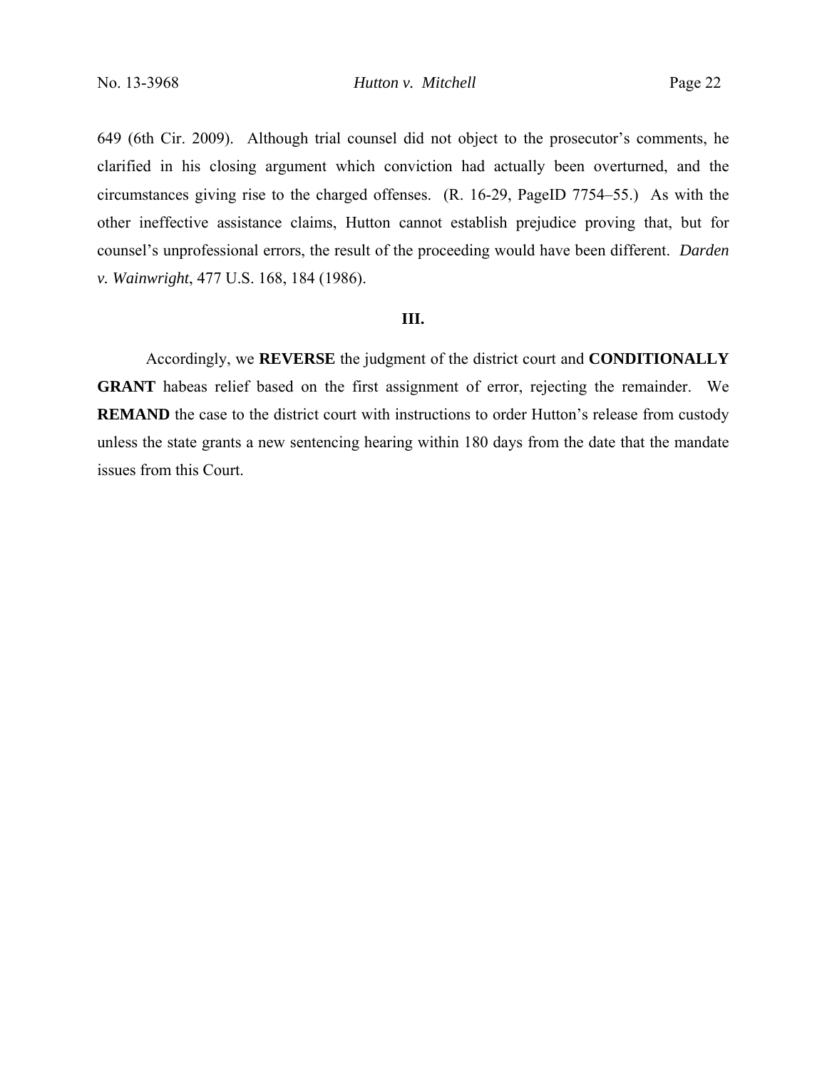649 (6th Cir. 2009). Although trial counsel did not object to the prosecutor's comments, he clarified in his closing argument which conviction had actually been overturned, and the circumstances giving rise to the charged offenses. (R. 16-29, PageID 7754–55.) As with the other ineffective assistance claims, Hutton cannot establish prejudice proving that, but for counsel's unprofessional errors, the result of the proceeding would have been different. *Darden v. Wainwright*, 477 U.S. 168, 184 (1986).

## III.

Accordingly, we **REVERSE** the judgment of the district court and **CONDITIONALLY GRANT** habeas relief based on the first assignment of error, rejecting the remainder. We **REMAND** the case to the district court with instructions to order Hutton's release from custody unless the state grants a new sentencing hearing within 180 days from the date that the mandate issues from this Court.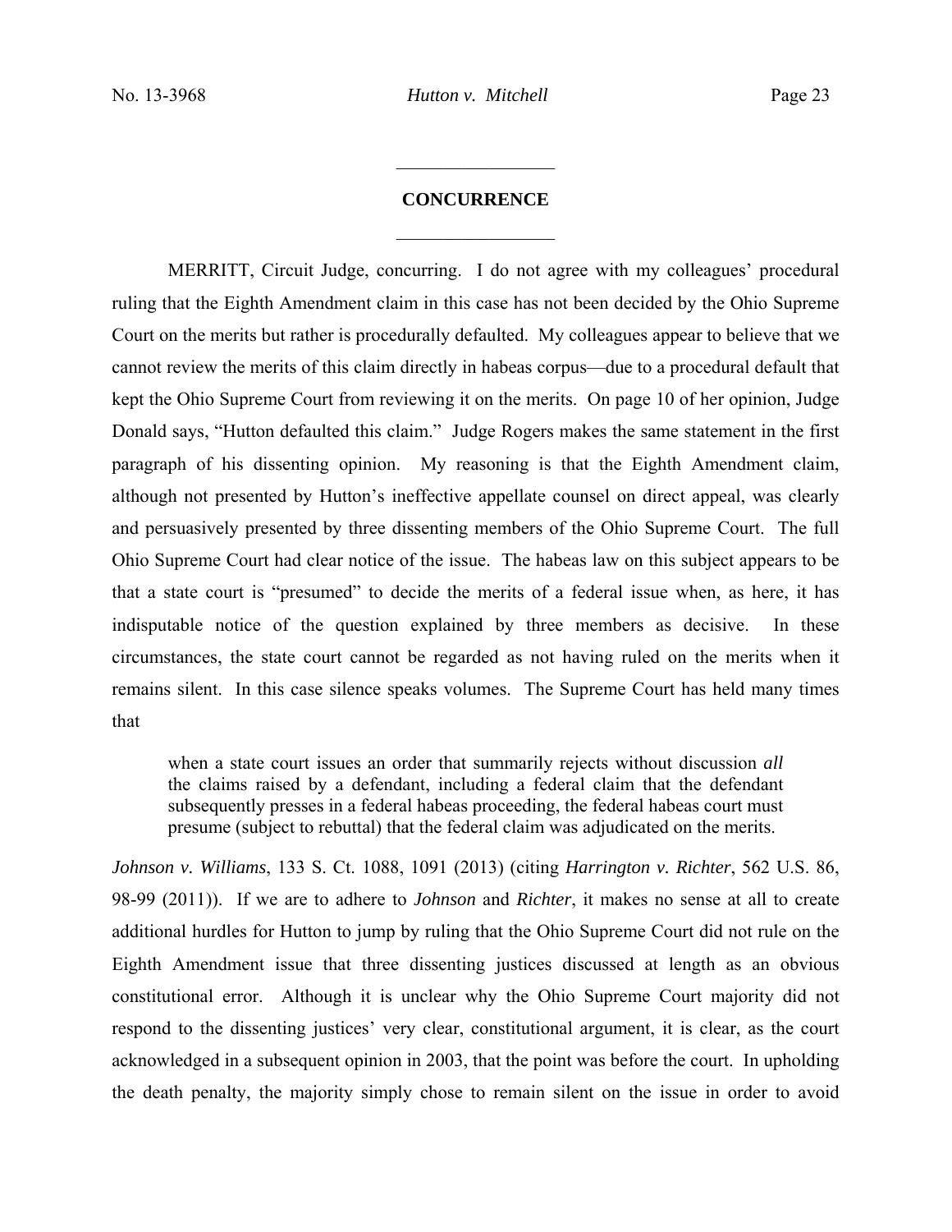## CONCURRENCE

MERRITT, Circuit Judge, concurring. I do not agree with my colleagues' procedural ruling that the Eighth Amendment claim in this case has not been decided by the Ohio Supreme Court on the merits but rather is procedurally defaulted. My colleagues appear to believe that we cannot review the merits of this claim directly in habeas corpus—due to a procedural default that kept the Ohio Supreme Court from reviewing it on the merits. On page 10 of her opinion, Judge Donald says, "Hutton defaulted this claim." Judge Rogers makes the same statement in the first paragraph of his dissenting opinion. My reasoning is that the Eighth Amendment claim, although not presented by Hutton's ineffective appellate counsel on direct appeal, was clearly and persuasively presented by three dissenting members of the Ohio Supreme Court. The full Ohio Supreme Court had clear notice of the issue. The habeas law on this subject appears to be that a state court is "presumed" to decide the merits of a federal issue when, as here, it has indisputable notice of the question explained by three members as decisive. In these circumstances, the state court cannot be regarded as not having ruled on the merits when it remains silent. In this case silence speaks volumes. The Supreme Court has held many times that

> when a state court issues an order that summarily rejects without discussion *all* the claims raised by a defendant, including a federal claim that the defendant subsequently presses in a federal habeas proceeding, the federal habeas court must presume (subject to rebuttal) that the federal claim was adjudicated on the merits.

*Johnson v. Williams*, 133 S. Ct. 1088, 1091 (2013) (citing *Harrington v. Richter*, 562 U.S. 86, 98-99 (2011)). If we are to adhere to *Johnson* and *Richter*, it makes no sense at all to create additional hurdles for Hutton to jump by ruling that the Ohio Supreme Court did not rule on the Eighth Amendment issue that three dissenting justices discussed at length as an obvious constitutional error. Although it is unclear why the Ohio Supreme Court majority did not respond to the dissenting justices' very clear, constitutional argument, it is clear, as the court acknowledged in a subsequent opinion in 2003, that the point was before the court. In upholding the death penalty, the majority simply chose to remain silent on the issue in order to avoid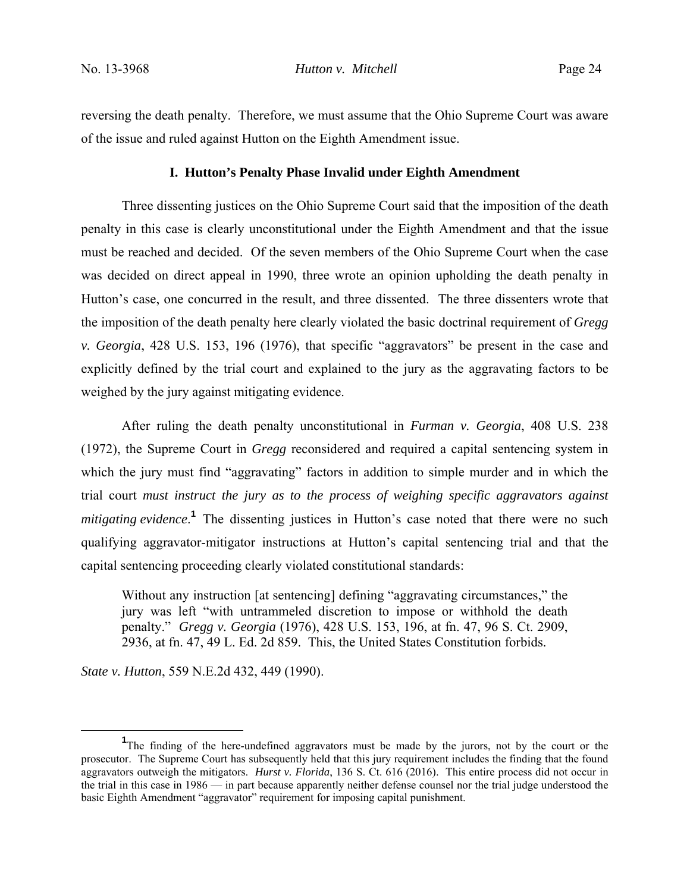reversing the death penalty. Therefore, we must assume that the Ohio Supreme Court was aware of the issue and ruled against Hutton on the Eighth Amendment issue.

### I. Hutton's Penalty Phase Invalid under Eighth Amendment

Three dissenting justices on the Ohio Supreme Court said that the imposition of the death penalty in this case is clearly unconstitutional under the Eighth Amendment and that the issue must be reached and decided. Of the seven members of the Ohio Supreme Court when the case was decided on direct appeal in 1990, three wrote an opinion upholding the death penalty in Hutton's case, one concurred in the result, and three dissented. The three dissenters wrote that the imposition of the death penalty here clearly violated the basic doctrinal requirement of *Gregg v. Georgia*, 428 U.S. 153, 196 (1976), that specific "aggravators" be present in the case and explicitly defined by the trial court and explained to the jury as the aggravating factors to be weighed by the jury against mitigating evidence.

After ruling the death penalty unconstitutional in *Furman v. Georgia*, 408 U.S. 238 (1972), the Supreme Court in *Gregg* reconsidered and required a capital sentencing system in which the jury must find "aggravating" factors in addition to simple murder and in which the trial court *must instruct the jury as to the process of weighing specific aggravators against mitigating evidence*.[1] The dissenting justices in Hutton's case noted that there were no such qualifying aggravator-mitigator instructions at Hutton's capital sentencing trial and that the capital sentencing proceeding clearly violated constitutional standards:

> Without any instruction [at sentencing] defining "aggravating circumstances," the jury was left "with untrammeled discretion to impose or withhold the death penalty." *Gregg v. Georgia* (1976), 428 U.S. 153, 196, at fn. 47, 96 S. Ct. 2909, 2936, at fn. 47, 49 L. Ed. 2d 859. This, the United States Constitution forbids.

*State v. Hutton*, 559 N.E.2d 432, 449 (1990).

---

[1] The finding of the here-undefined aggravators must be made by the jurors, not by the court or the prosecutor. The Supreme Court has subsequently held that this jury requirement includes the finding that the found aggravators outweigh the mitigators. *Hurst v. Florida*, 136 S. Ct. 616 (2016). This entire process did not occur in the trial in this case in 1986 — in part because apparently neither defense counsel nor the trial judge understood the basic Eighth Amendment "aggravator" requirement for imposing capital punishment.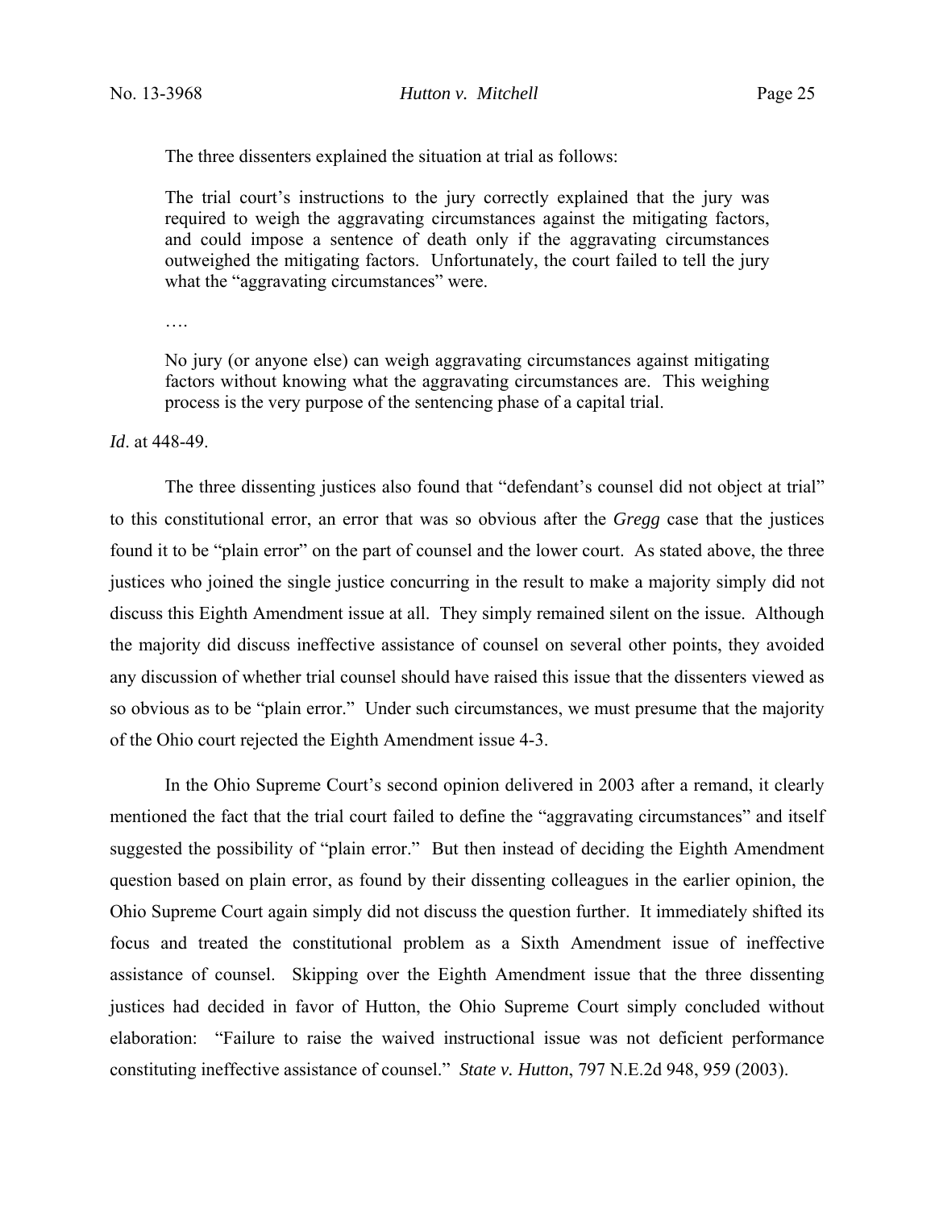The three dissenters explained the situation at trial as follows:

> The trial court's instructions to the jury correctly explained that the jury was required to weigh the aggravating circumstances against the mitigating factors, and could impose a sentence of death only if the aggravating circumstances outweighed the mitigating factors. Unfortunately, the court failed to tell the jury what the "aggravating circumstances" were.
>
> ….
>
> No jury (or anyone else) can weigh aggravating circumstances against mitigating factors without knowing what the aggravating circumstances are. This weighing process is the very purpose of the sentencing phase of a capital trial.

*Id*. at 448-49.

The three dissenting justices also found that "defendant's counsel did not object at trial" to this constitutional error, an error that was so obvious after the *Gregg* case that the justices found it to be "plain error" on the part of counsel and the lower court. As stated above, the three justices who joined the single justice concurring in the result to make a majority simply did not discuss this Eighth Amendment issue at all. They simply remained silent on the issue. Although the majority did discuss ineffective assistance of counsel on several other points, they avoided any discussion of whether trial counsel should have raised this issue that the dissenters viewed as so obvious as to be "plain error." Under such circumstances, we must presume that the majority of the Ohio court rejected the Eighth Amendment issue 4-3.

In the Ohio Supreme Court's second opinion delivered in 2003 after a remand, it clearly mentioned the fact that the trial court failed to define the "aggravating circumstances" and itself suggested the possibility of "plain error." But then instead of deciding the Eighth Amendment question based on plain error, as found by their dissenting colleagues in the earlier opinion, the Ohio Supreme Court again simply did not discuss the question further. It immediately shifted its focus and treated the constitutional problem as a Sixth Amendment issue of ineffective assistance of counsel. Skipping over the Eighth Amendment issue that the three dissenting justices had decided in favor of Hutton, the Ohio Supreme Court simply concluded without elaboration: "Failure to raise the waived instructional issue was not deficient performance constituting ineffective assistance of counsel." *State v. Hutton*, 797 N.E.2d 948, 959 (2003).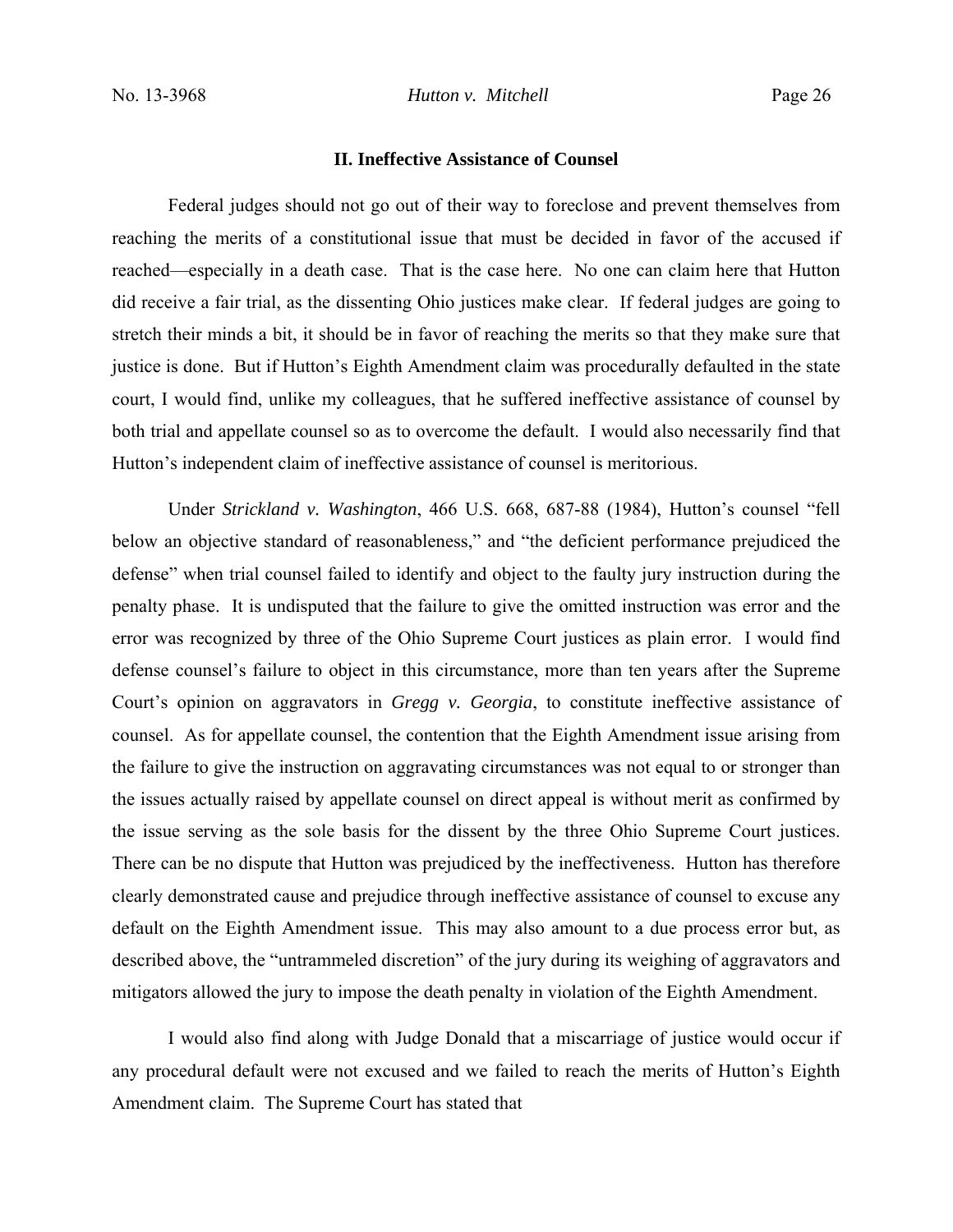## II. Ineffective Assistance of Counsel

Federal judges should not go out of their way to foreclose and prevent themselves from reaching the merits of a constitutional issue that must be decided in favor of the accused if reached—especially in a death case. That is the case here. No one can claim here that Hutton did receive a fair trial, as the dissenting Ohio justices make clear. If federal judges are going to stretch their minds a bit, it should be in favor of reaching the merits so that they make sure that justice is done. But if Hutton's Eighth Amendment claim was procedurally defaulted in the state court, I would find, unlike my colleagues, that he suffered ineffective assistance of counsel by both trial and appellate counsel so as to overcome the default. I would also necessarily find that Hutton's independent claim of ineffective assistance of counsel is meritorious.

Under *Strickland v. Washington*, 466 U.S. 668, 687-88 (1984), Hutton's counsel "fell below an objective standard of reasonableness," and "the deficient performance prejudiced the defense" when trial counsel failed to identify and object to the faulty jury instruction during the penalty phase. It is undisputed that the failure to give the omitted instruction was error and the error was recognized by three of the Ohio Supreme Court justices as plain error. I would find defense counsel's failure to object in this circumstance, more than ten years after the Supreme Court's opinion on aggravators in *Gregg v. Georgia*, to constitute ineffective assistance of counsel. As for appellate counsel, the contention that the Eighth Amendment issue arising from the failure to give the instruction on aggravating circumstances was not equal to or stronger than the issues actually raised by appellate counsel on direct appeal is without merit as confirmed by the issue serving as the sole basis for the dissent by the three Ohio Supreme Court justices. There can be no dispute that Hutton was prejudiced by the ineffectiveness. Hutton has therefore clearly demonstrated cause and prejudice through ineffective assistance of counsel to excuse any default on the Eighth Amendment issue. This may also amount to a due process error but, as described above, the "untrammeled discretion" of the jury during its weighing of aggravators and mitigators allowed the jury to impose the death penalty in violation of the Eighth Amendment.

I would also find along with Judge Donald that a miscarriage of justice would occur if any procedural default were not excused and we failed to reach the merits of Hutton's Eighth Amendment claim. The Supreme Court has stated that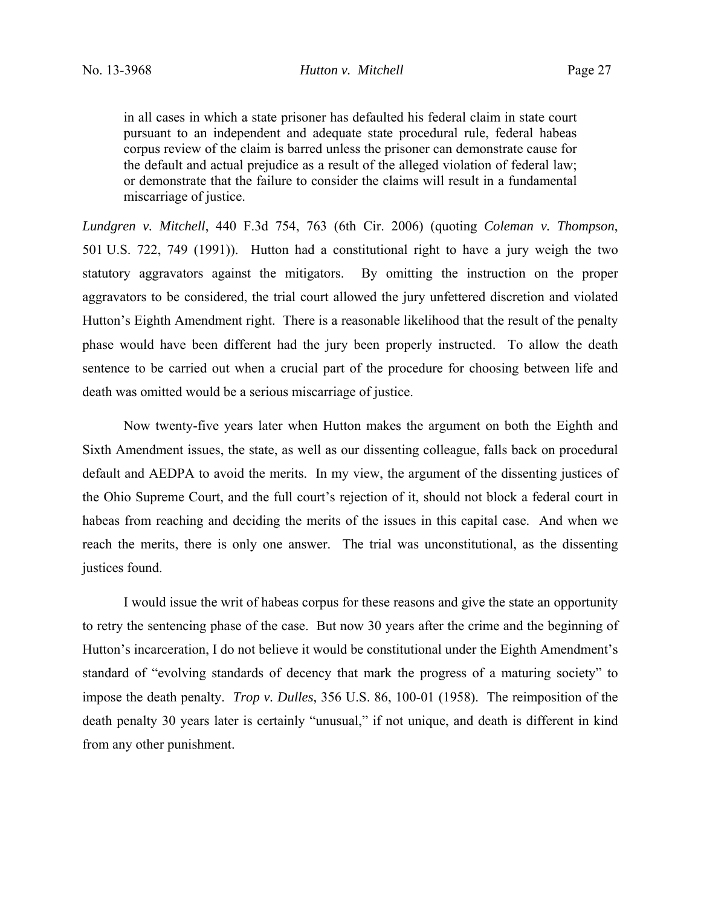> in all cases in which a state prisoner has defaulted his federal claim in state court pursuant to an independent and adequate state procedural rule, federal habeas corpus review of the claim is barred unless the prisoner can demonstrate cause for the default and actual prejudice as a result of the alleged violation of federal law; or demonstrate that the failure to consider the claims will result in a fundamental miscarriage of justice.

*Lundgren v. Mitchell*, 440 F.3d 754, 763 (6th Cir. 2006) (quoting *Coleman v. Thompson*, 501 U.S. 722, 749 (1991)). Hutton had a constitutional right to have a jury weigh the two statutory aggravators against the mitigators. By omitting the instruction on the proper aggravators to be considered, the trial court allowed the jury unfettered discretion and violated Hutton's Eighth Amendment right. There is a reasonable likelihood that the result of the penalty phase would have been different had the jury been properly instructed. To allow the death sentence to be carried out when a crucial part of the procedure for choosing between life and death was omitted would be a serious miscarriage of justice.

Now twenty-five years later when Hutton makes the argument on both the Eighth and Sixth Amendment issues, the state, as well as our dissenting colleague, falls back on procedural default and AEDPA to avoid the merits. In my view, the argument of the dissenting justices of the Ohio Supreme Court, and the full court's rejection of it, should not block a federal court in habeas from reaching and deciding the merits of the issues in this capital case. And when we reach the merits, there is only one answer. The trial was unconstitutional, as the dissenting justices found.

I would issue the writ of habeas corpus for these reasons and give the state an opportunity to retry the sentencing phase of the case. But now 30 years after the crime and the beginning of Hutton's incarceration, I do not believe it would be constitutional under the Eighth Amendment's standard of "evolving standards of decency that mark the progress of a maturing society" to impose the death penalty. *Trop v. Dulles*, 356 U.S. 86, 100-01 (1958). The reimposition of the death penalty 30 years later is certainly "unusual," if not unique, and death is different in kind from any other punishment.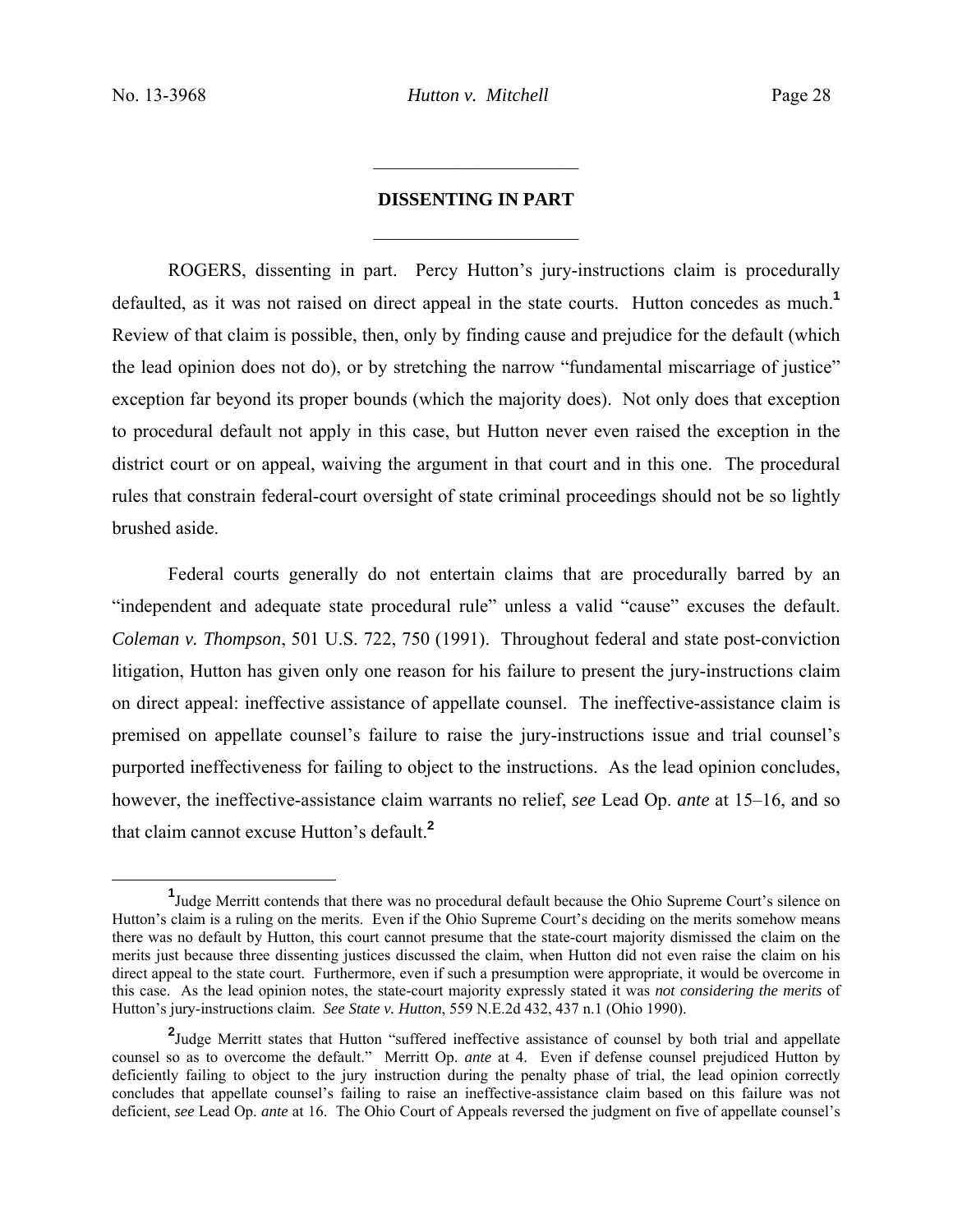## DISSENTING IN PART

ROGERS, dissenting in part. Percy Hutton's jury-instructions claim is procedurally defaulted, as it was not raised on direct appeal in the state courts. Hutton concedes as much.[1] Review of that claim is possible, then, only by finding cause and prejudice for the default (which the lead opinion does not do), or by stretching the narrow "fundamental miscarriage of justice" exception far beyond its proper bounds (which the majority does). Not only does that exception to procedural default not apply in this case, but Hutton never even raised the exception in the district court or on appeal, waiving the argument in that court and in this one. The procedural rules that constrain federal-court oversight of state criminal proceedings should not be so lightly brushed aside.

Federal courts generally do not entertain claims that are procedurally barred by an "independent and adequate state procedural rule" unless a valid "cause" excuses the default. *Coleman v. Thompson*, 501 U.S. 722, 750 (1991). Throughout federal and state post-conviction litigation, Hutton has given only one reason for his failure to present the jury-instructions claim on direct appeal: ineffective assistance of appellate counsel. The ineffective-assistance claim is premised on appellate counsel's failure to raise the jury-instructions issue and trial counsel's purported ineffectiveness for failing to object to the instructions. As the lead opinion concludes, however, the ineffective-assistance claim warrants no relief, *see* Lead Op. *ante* at 15–16, and so that claim cannot excuse Hutton's default.[2]

---

[1] Judge Merritt contends that there was no procedural default because the Ohio Supreme Court's silence on Hutton's claim is a ruling on the merits. Even if the Ohio Supreme Court's deciding on the merits somehow means there was no default by Hutton, this court cannot presume that the state-court majority dismissed the claim on the merits just because three dissenting justices discussed the claim, when Hutton did not even raise the claim on his direct appeal to the state court. Furthermore, even if such a presumption were appropriate, it would be overcome in this case. As the lead opinion notes, the state-court majority expressly stated it was *not considering the merits* of Hutton's jury-instructions claim. *See State v. Hutton*, 559 N.E.2d 432, 437 n.1 (Ohio 1990).

[2] Judge Merritt states that Hutton "suffered ineffective assistance of counsel by both trial and appellate counsel so as to overcome the default." Merritt Op. *ante* at 4. Even if defense counsel prejudiced Hutton by deficiently failing to object to the jury instruction during the penalty phase of trial, the lead opinion correctly concludes that appellate counsel's failing to raise an ineffective-assistance claim based on this failure was not deficient, *see* Lead Op. *ante* at 16. The Ohio Court of Appeals reversed the judgment on five of appellate counsel's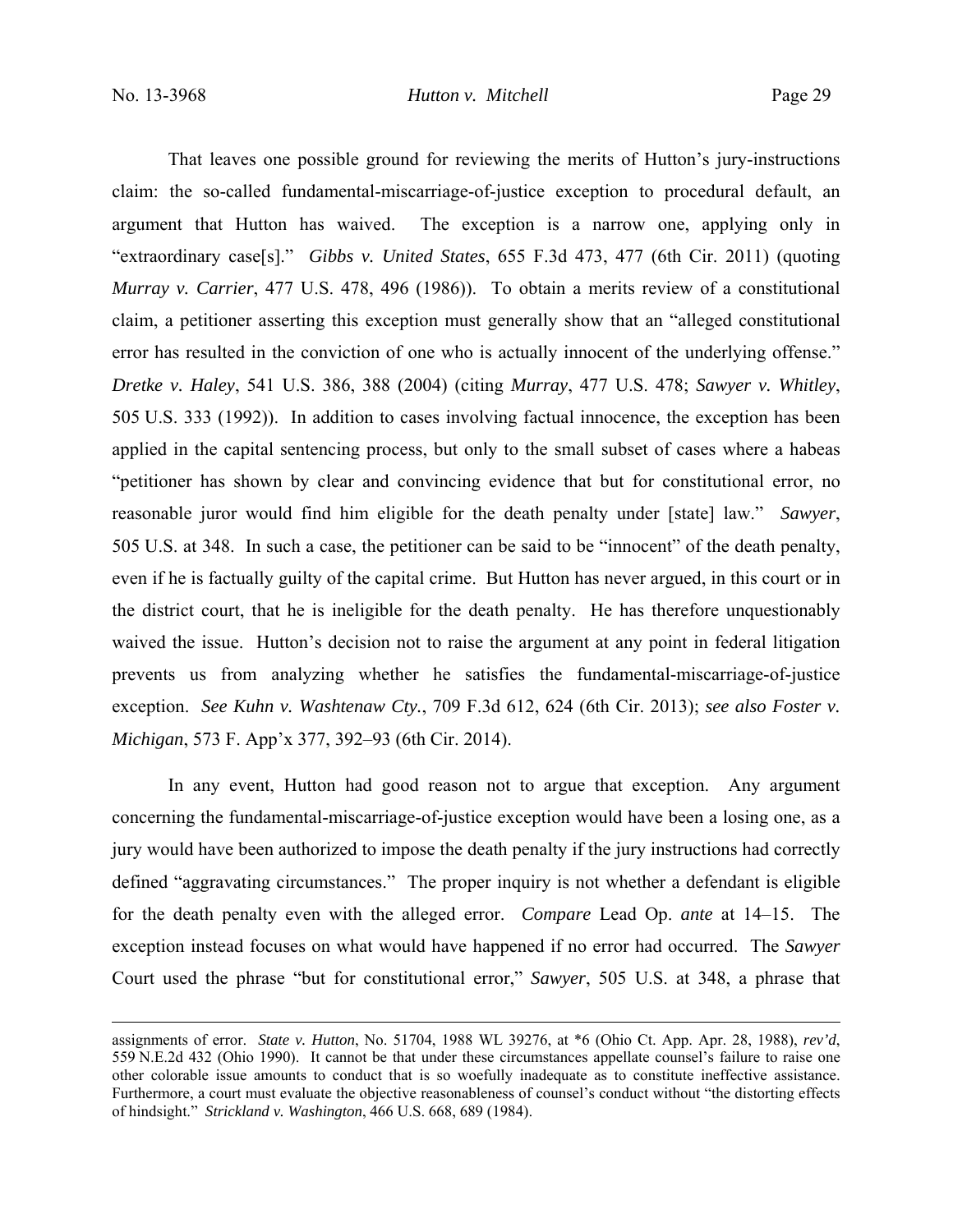That leaves one possible ground for reviewing the merits of Hutton's jury-instructions claim: the so-called fundamental-miscarriage-of-justice exception to procedural default, an argument that Hutton has waived. The exception is a narrow one, applying only in "extraordinary case[s]." *Gibbs v. United States*, 655 F.3d 473, 477 (6th Cir. 2011) (quoting *Murray v. Carrier*, 477 U.S. 478, 496 (1986)). To obtain a merits review of a constitutional claim, a petitioner asserting this exception must generally show that an "alleged constitutional error has resulted in the conviction of one who is actually innocent of the underlying offense." *Dretke v. Haley*, 541 U.S. 386, 388 (2004) (citing *Murray*, 477 U.S. 478; *Sawyer v. Whitley*, 505 U.S. 333 (1992)). In addition to cases involving factual innocence, the exception has been applied in the capital sentencing process, but only to the small subset of cases where a habeas "petitioner has shown by clear and convincing evidence that but for constitutional error, no reasonable juror would find him eligible for the death penalty under [state] law." *Sawyer*, 505 U.S. at 348. In such a case, the petitioner can be said to be "innocent" of the death penalty, even if he is factually guilty of the capital crime. But Hutton has never argued, in this court or in the district court, that he is ineligible for the death penalty. He has therefore unquestionably waived the issue. Hutton's decision not to raise the argument at any point in federal litigation prevents us from analyzing whether he satisfies the fundamental-miscarriage-of-justice exception. *See Kuhn v. Washtenaw Cty.*, 709 F.3d 612, 624 (6th Cir. 2013); *see also Foster v. Michigan*, 573 F. App'x 377, 392–93 (6th Cir. 2014).

In any event, Hutton had good reason not to argue that exception. Any argument concerning the fundamental-miscarriage-of-justice exception would have been a losing one, as a jury would have been authorized to impose the death penalty if the jury instructions had correctly defined "aggravating circumstances." The proper inquiry is not whether a defendant is eligible for the death penalty even with the alleged error. *Compare* Lead Op. *ante* at 14–15. The exception instead focuses on what would have happened if no error had occurred. The *Sawyer* Court used the phrase "but for constitutional error," *Sawyer*, 505 U.S. at 348, a phrase that

---

assignments of error. *State v. Hutton*, No. 51704, 1988 WL 39276, at *6 (Ohio Ct. App. Apr. 28, 1988), *rev'd*, 559 N.E.2d 432 (Ohio 1990). It cannot be that under these circumstances appellate counsel's failure to raise one other colorable issue amounts to conduct that is so woefully inadequate as to constitute ineffective assistance. Furthermore, a court must evaluate the objective reasonableness of counsel's conduct without "the distorting effects of hindsight." *Strickland v. Washington*, 466 U.S. 668, 689 (1984).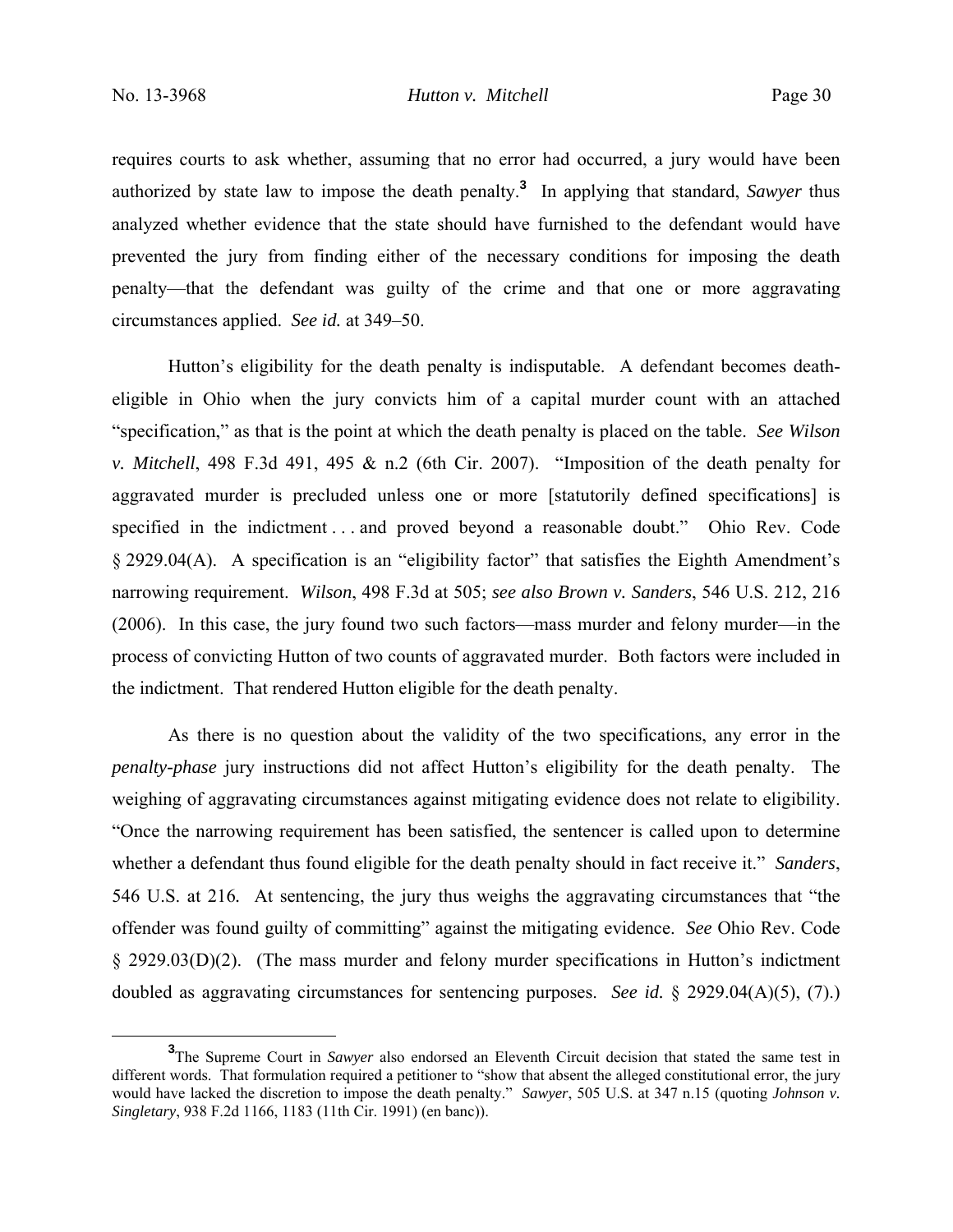requires courts to ask whether, assuming that no error had occurred, a jury would have been authorized by state law to impose the death penalty.[3] In applying that standard, *Sawyer* thus analyzed whether evidence that the state should have furnished to the defendant would have prevented the jury from finding either of the necessary conditions for imposing the death penalty—that the defendant was guilty of the crime and that one or more aggravating circumstances applied. *See id.* at 349–50.

Hutton's eligibility for the death penalty is indisputable. A defendant becomes death-eligible in Ohio when the jury convicts him of a capital murder count with an attached "specification," as that is the point at which the death penalty is placed on the table. *See Wilson v. Mitchell*, 498 F.3d 491, 495 & n.2 (6th Cir. 2007). "Imposition of the death penalty for aggravated murder is precluded unless one or more [statutorily defined specifications] is specified in the indictment . . . and proved beyond a reasonable doubt." Ohio Rev. Code § 2929.04(A). A specification is an "eligibility factor" that satisfies the Eighth Amendment's narrowing requirement. *Wilson*, 498 F.3d at 505; *see also Brown v. Sanders*, 546 U.S. 212, 216 (2006). In this case, the jury found two such factors—mass murder and felony murder—in the process of convicting Hutton of two counts of aggravated murder. Both factors were included in the indictment. That rendered Hutton eligible for the death penalty.

As there is no question about the validity of the two specifications, any error in the *penalty-phase* jury instructions did not affect Hutton's eligibility for the death penalty. The weighing of aggravating circumstances against mitigating evidence does not relate to eligibility. "Once the narrowing requirement has been satisfied, the sentencer is called upon to determine whether a defendant thus found eligible for the death penalty should in fact receive it." *Sanders*, 546 U.S. at 216. At sentencing, the jury thus weighs the aggravating circumstances that "the offender was found guilty of committing" against the mitigating evidence. *See* Ohio Rev. Code § 2929.03(D)(2). (The mass murder and felony murder specifications in Hutton's indictment doubled as aggravating circumstances for sentencing purposes. *See id.* § 2929.04(A)(5), (7).)

[3] The Supreme Court in *Sawyer* also endorsed an Eleventh Circuit decision that stated the same test in different words. That formulation required a petitioner to "show that absent the alleged constitutional error, the jury would have lacked the discretion to impose the death penalty." *Sawyer*, 505 U.S. at 347 n.15 (quoting *Johnson v. Singletary*, 938 F.2d 1166, 1183 (11th Cir. 1991) (en banc)).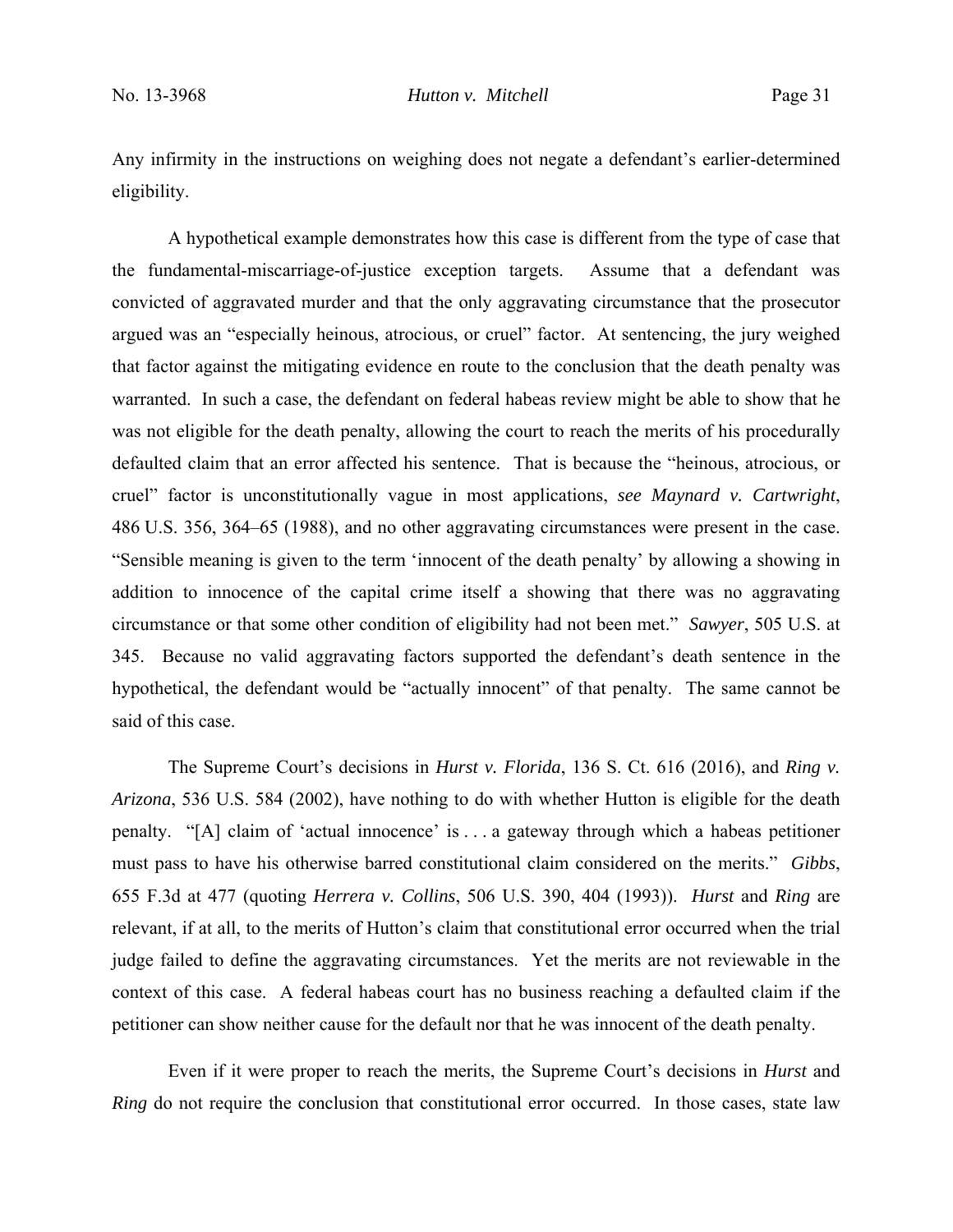Any infirmity in the instructions on weighing does not negate a defendant's earlier-determined eligibility.

A hypothetical example demonstrates how this case is different from the type of case that the fundamental-miscarriage-of-justice exception targets. Assume that a defendant was convicted of aggravated murder and that the only aggravating circumstance that the prosecutor argued was an "especially heinous, atrocious, or cruel" factor. At sentencing, the jury weighed that factor against the mitigating evidence en route to the conclusion that the death penalty was warranted. In such a case, the defendant on federal habeas review might be able to show that he was not eligible for the death penalty, allowing the court to reach the merits of his procedurally defaulted claim that an error affected his sentence. That is because the "heinous, atrocious, or cruel" factor is unconstitutionally vague in most applications, *see Maynard v. Cartwright*, 486 U.S. 356, 364–65 (1988), and no other aggravating circumstances were present in the case. "Sensible meaning is given to the term 'innocent of the death penalty' by allowing a showing in addition to innocence of the capital crime itself a showing that there was no aggravating circumstance or that some other condition of eligibility had not been met." *Sawyer*, 505 U.S. at 345. Because no valid aggravating factors supported the defendant's death sentence in the hypothetical, the defendant would be "actually innocent" of that penalty. The same cannot be said of this case.

The Supreme Court's decisions in *Hurst v. Florida*, 136 S. Ct. 616 (2016), and *Ring v. Arizona*, 536 U.S. 584 (2002), have nothing to do with whether Hutton is eligible for the death penalty. "[A] claim of 'actual innocence' is . . . a gateway through which a habeas petitioner must pass to have his otherwise barred constitutional claim considered on the merits." *Gibbs*, 655 F.3d at 477 (quoting *Herrera v. Collins*, 506 U.S. 390, 404 (1993)). *Hurst* and *Ring* are relevant, if at all, to the merits of Hutton's claim that constitutional error occurred when the trial judge failed to define the aggravating circumstances. Yet the merits are not reviewable in the context of this case. A federal habeas court has no business reaching a defaulted claim if the petitioner can show neither cause for the default nor that he was innocent of the death penalty.

Even if it were proper to reach the merits, the Supreme Court's decisions in *Hurst* and *Ring* do not require the conclusion that constitutional error occurred. In those cases, state law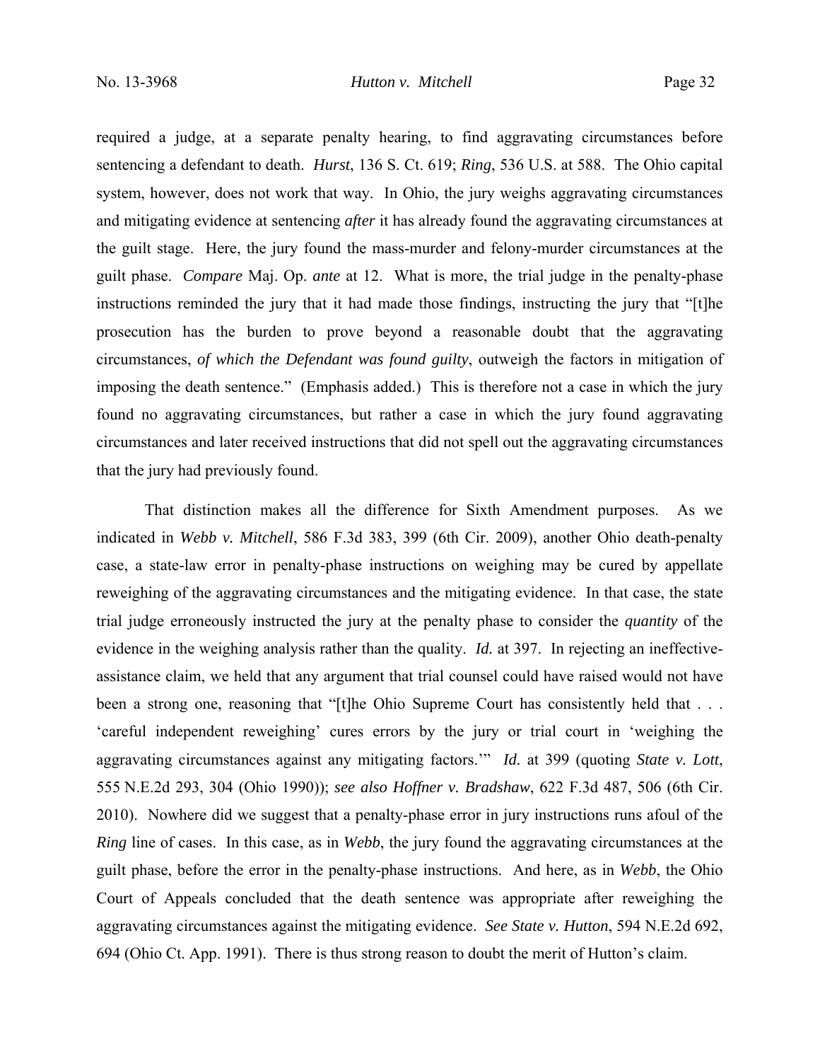required a judge, at a separate penalty hearing, to find aggravating circumstances before sentencing a defendant to death. *Hurst*, 136 S. Ct. 619; *Ring*, 536 U.S. at 588. The Ohio capital system, however, does not work that way. In Ohio, the jury weighs aggravating circumstances and mitigating evidence at sentencing *after* it has already found the aggravating circumstances at the guilt stage. Here, the jury found the mass-murder and felony-murder circumstances at the guilt phase. *Compare* Maj. Op. *ante* at 12. What is more, the trial judge in the penalty-phase instructions reminded the jury that it had made those findings, instructing the jury that "[t]he prosecution has the burden to prove beyond a reasonable doubt that the aggravating circumstances, *of which the Defendant was found guilty*, outweigh the factors in mitigation of imposing the death sentence." (Emphasis added.) This is therefore not a case in which the jury found no aggravating circumstances, but rather a case in which the jury found aggravating circumstances and later received instructions that did not spell out the aggravating circumstances that the jury had previously found.

That distinction makes all the difference for Sixth Amendment purposes. As we indicated in *Webb v. Mitchell*, 586 F.3d 383, 399 (6th Cir. 2009), another Ohio death-penalty case, a state-law error in penalty-phase instructions on weighing may be cured by appellate reweighing of the aggravating circumstances and the mitigating evidence. In that case, the state trial judge erroneously instructed the jury at the penalty phase to consider the *quantity* of the evidence in the weighing analysis rather than the quality. *Id.* at 397. In rejecting an ineffective-assistance claim, we held that any argument that trial counsel could have raised would not have been a strong one, reasoning that "[t]he Ohio Supreme Court has consistently held that . . . 'careful independent reweighing' cures errors by the jury or trial court in 'weighing the aggravating circumstances against any mitigating factors.'" *Id.* at 399 (quoting *State v. Lott*, 555 N.E.2d 293, 304 (Ohio 1990)); *see also Hoffner v. Bradshaw*, 622 F.3d 487, 506 (6th Cir. 2010). Nowhere did we suggest that a penalty-phase error in jury instructions runs afoul of the *Ring* line of cases. In this case, as in *Webb*, the jury found the aggravating circumstances at the guilt phase, before the error in the penalty-phase instructions. And here, as in *Webb*, the Ohio Court of Appeals concluded that the death sentence was appropriate after reweighing the aggravating circumstances against the mitigating evidence. *See State v. Hutton*, 594 N.E.2d 692, 694 (Ohio Ct. App. 1991). There is thus strong reason to doubt the merit of Hutton's claim.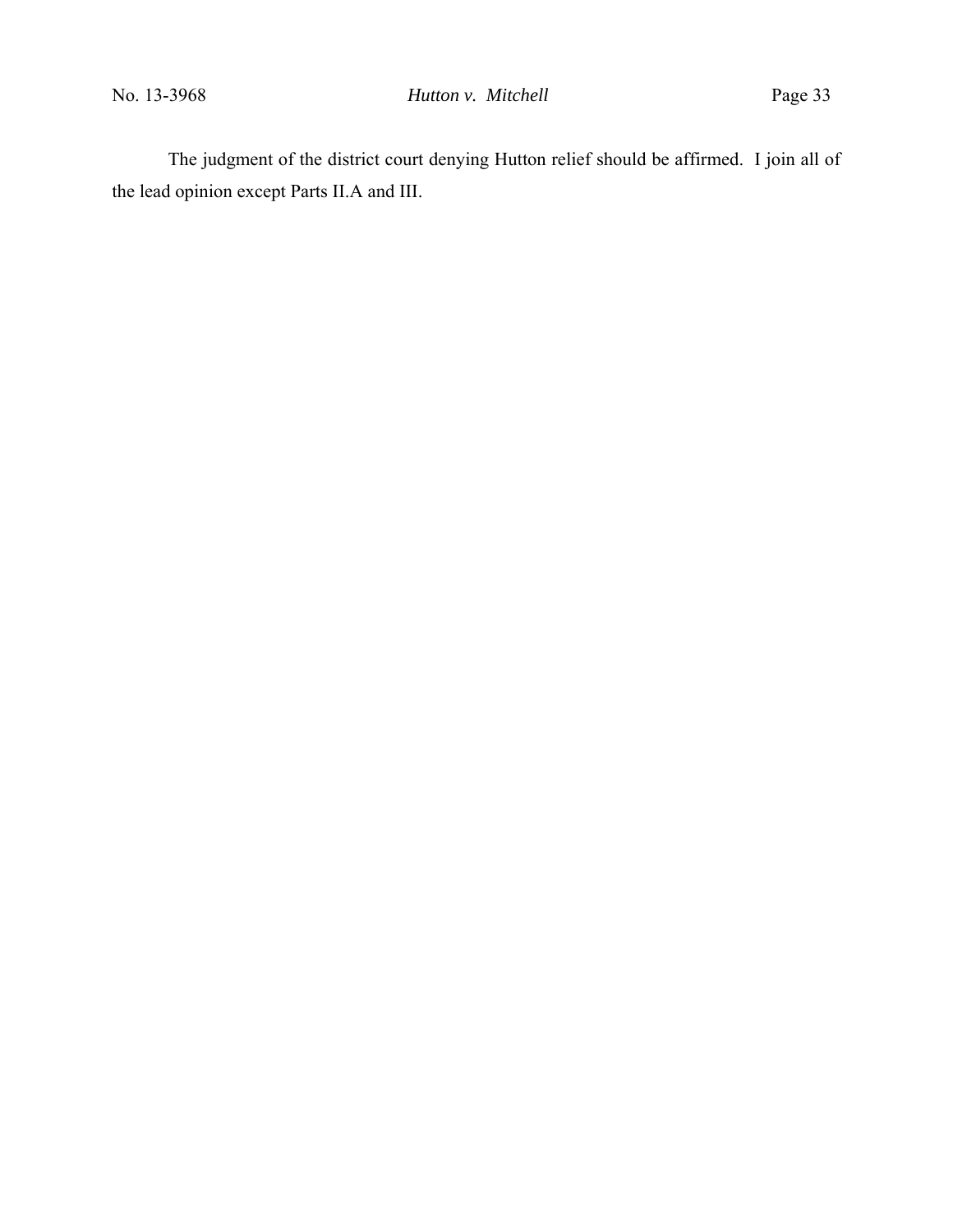The judgment of the district court denying Hutton relief should be affirmed. I join all of the lead opinion except Parts II.A and III.